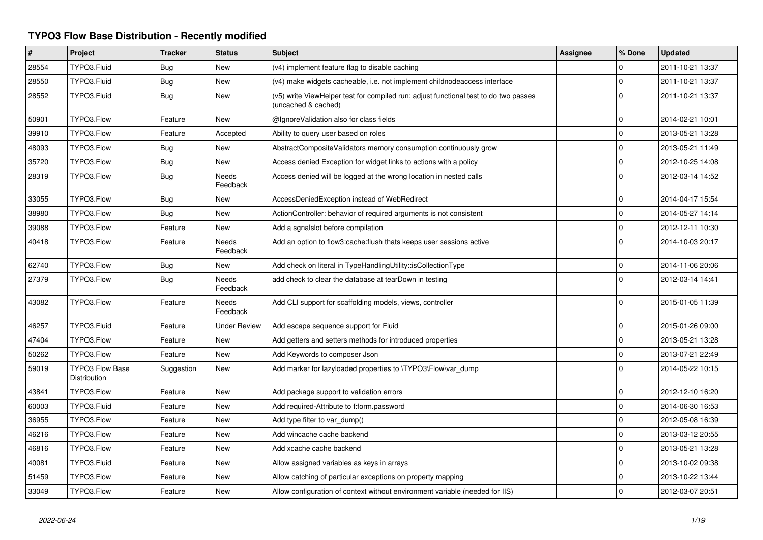# TYPO3 Flow Base Distribution - Recently modified

| # | Project | Tracker | Status | Subject | Assignee | % Done | Updated |
|---|---|---|---|---|---|---|---|
| 28554 | TYPO3.Fluid | Bug | New | (v4) implement feature flag to disable caching | | 0 | 2011-10-21 13:37 |
| 28550 | TYPO3.Fluid | Bug | New | (v4) make widgets cacheable, i.e. not implement childnodeaccess interface | | 0 | 2011-10-21 13:37 |
| 28552 | TYPO3.Fluid | Bug | New | (v5) write ViewHelper test for compiled run; adjust functional test to do two passes (uncached & cached) | | 0 | 2011-10-21 13:37 |
| 50901 | TYPO3.Flow | Feature | New | @IgnoreValidation also for class fields | | 0 | 2014-02-21 10:01 |
| 39910 | TYPO3.Flow | Feature | Accepted | Ability to query user based on roles | | 0 | 2013-05-21 13:28 |
| 48093 | TYPO3.Flow | Bug | New | AbstractCompositeValidators memory consumption continuously grow | | 0 | 2013-05-21 11:49 |
| 35720 | TYPO3.Flow | Bug | New | Access denied Exception for widget links to actions with a policy | | 0 | 2012-10-25 14:08 |
| 28319 | TYPO3.Flow | Bug | Needs Feedback | Access denied will be logged at the wrong location in nested calls | | 0 | 2012-03-14 14:52 |
| 33055 | TYPO3.Flow | Bug | New | AccessDeniedException instead of WebRedirect | | 0 | 2014-04-17 15:54 |
| 38980 | TYPO3.Flow | Bug | New | ActionController: behavior of required arguments is not consistent | | 0 | 2014-05-27 14:14 |
| 39088 | TYPO3.Flow | Feature | New | Add a sgnalslot before compilation | | 0 | 2012-12-11 10:30 |
| 40418 | TYPO3.Flow | Feature | Needs Feedback | Add an option to flow3:cache:flush thats keeps user sessions active | | 0 | 2014-10-03 20:17 |
| 62740 | TYPO3.Flow | Bug | New | Add check on literal in TypeHandlingUtility::isCollectionType | | 0 | 2014-11-06 20:06 |
| 27379 | TYPO3.Flow | Bug | Needs Feedback | add check to clear the database at tearDown in testing | | 0 | 2012-03-14 14:41 |
| 43082 | TYPO3.Flow | Feature | Needs Feedback | Add CLI support for scaffolding models, views, controller | | 0 | 2015-01-05 11:39 |
| 46257 | TYPO3.Fluid | Feature | Under Review | Add escape sequence support for Fluid | | 0 | 2015-01-26 09:00 |
| 47404 | TYPO3.Flow | Feature | New | Add getters and setters methods for introduced properties | | 0 | 2013-05-21 13:28 |
| 50262 | TYPO3.Flow | Feature | New | Add Keywords to composer Json | | 0 | 2013-07-21 22:49 |
| 59019 | TYPO3 Flow Base Distribution | Suggestion | New | Add marker for lazyloaded properties to \TYPO3\Flow\var_dump | | 0 | 2014-05-22 10:15 |
| 43841 | TYPO3.Flow | Feature | New | Add package support to validation errors | | 0 | 2012-12-10 16:20 |
| 60003 | TYPO3.Fluid | Feature | New | Add required-Attribute to f:form.password | | 0 | 2014-06-30 16:53 |
| 36955 | TYPO3.Flow | Feature | New | Add type filter to var_dump() | | 0 | 2012-05-08 16:39 |
| 46216 | TYPO3.Flow | Feature | New | Add wincache cache backend | | 0 | 2013-03-12 20:55 |
| 46816 | TYPO3.Flow | Feature | New | Add xcache cache backend | | 0 | 2013-05-21 13:28 |
| 40081 | TYPO3.Fluid | Feature | New | Allow assigned variables as keys in arrays | | 0 | 2013-10-02 09:38 |
| 51459 | TYPO3.Flow | Feature | New | Allow catching of particular exceptions on property mapping | | 0 | 2013-10-22 13:44 |
| 33049 | TYPO3.Flow | Feature | New | Allow configuration of context without environment variable (needed for IIS) | | 0 | 2012-03-07 20:51 |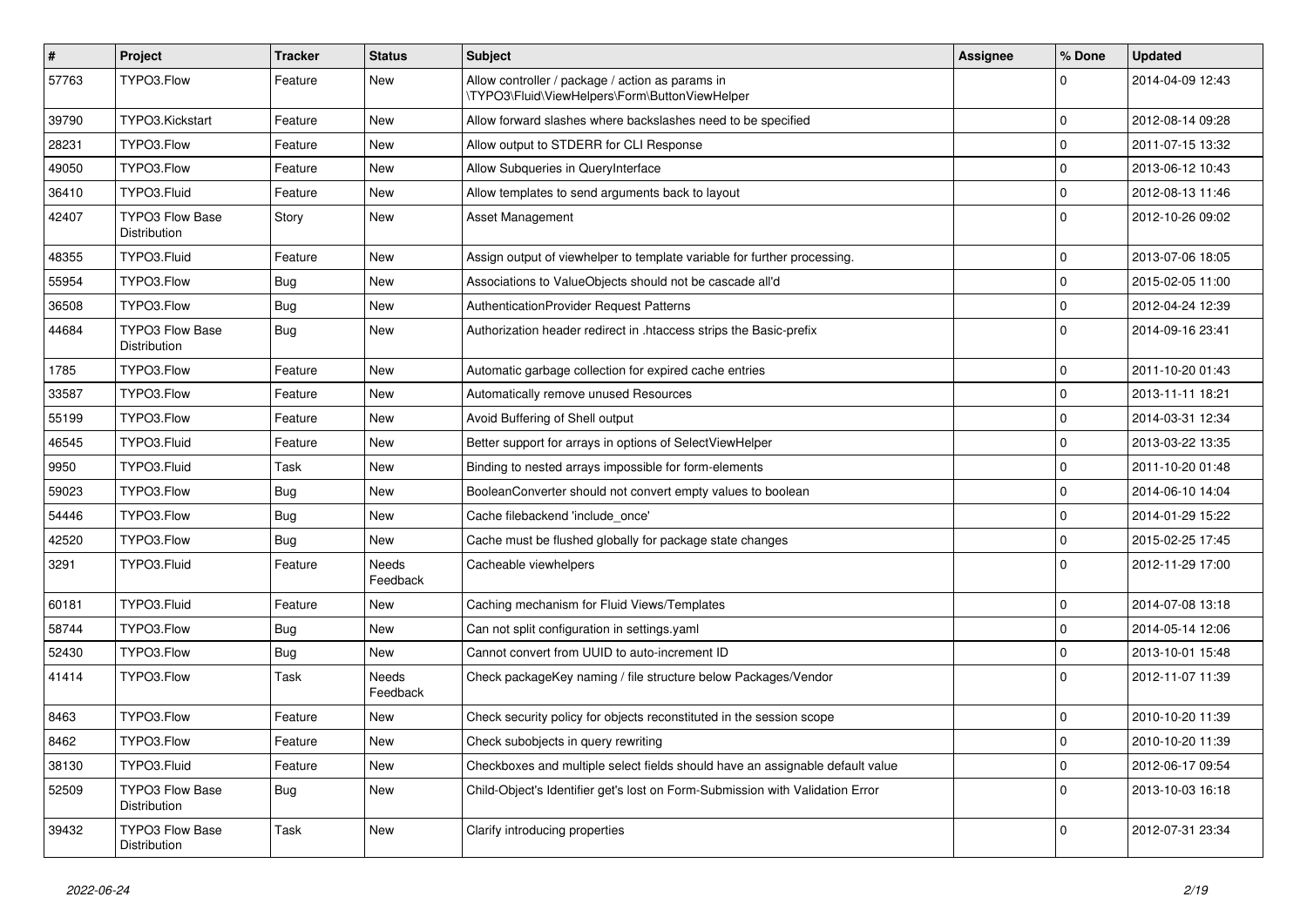| # | Project | Tracker | Status | Subject | Assignee | % Done | Updated |
|---|---|---|---|---|---|---|---|
| 57763 | TYPO3.Flow | Feature | New | Allow controller / package / action as params in \TYPO3\Fluid\ViewHelpers\Form\ButtonViewHelper | | 0 | 2014-04-09 12:43 |
| 39790 | TYPO3.Kickstart | Feature | New | Allow forward slashes where backslashes need to be specified | | 0 | 2012-08-14 09:28 |
| 28231 | TYPO3.Flow | Feature | New | Allow output to STDERR for CLI Response | | 0 | 2011-07-15 13:32 |
| 49050 | TYPO3.Flow | Feature | New | Allow Subqueries in QueryInterface | | 0 | 2013-06-12 10:43 |
| 36410 | TYPO3.Fluid | Feature | New | Allow templates to send arguments back to layout | | 0 | 2012-08-13 11:46 |
| 42407 | TYPO3 Flow Base Distribution | Story | New | Asset Management | | 0 | 2012-10-26 09:02 |
| 48355 | TYPO3.Fluid | Feature | New | Assign output of viewhelper to template variable for further processing. | | 0 | 2013-07-06 18:05 |
| 55954 | TYPO3.Flow | Bug | New | Associations to ValueObjects should not be cascade all'd | | 0 | 2015-02-05 11:00 |
| 36508 | TYPO3.Flow | Bug | New | AuthenticationProvider Request Patterns | | 0 | 2012-04-24 12:39 |
| 44684 | TYPO3 Flow Base Distribution | Bug | New | Authorization header redirect in .htaccess strips the Basic-prefix | | 0 | 2014-09-16 23:41 |
| 1785 | TYPO3.Flow | Feature | New | Automatic garbage collection for expired cache entries | | 0 | 2011-10-20 01:43 |
| 33587 | TYPO3.Flow | Feature | New | Automatically remove unused Resources | | 0 | 2013-11-11 18:21 |
| 55199 | TYPO3.Flow | Feature | New | Avoid Buffering of Shell output | | 0 | 2014-03-31 12:34 |
| 46545 | TYPO3.Fluid | Feature | New | Better support for arrays in options of SelectViewHelper | | 0 | 2013-03-22 13:35 |
| 9950 | TYPO3.Fluid | Task | New | Binding to nested arrays impossible for form-elements | | 0 | 2011-10-20 01:48 |
| 59023 | TYPO3.Flow | Bug | New | BooleanConverter should not convert empty values to boolean | | 0 | 2014-06-10 14:04 |
| 54446 | TYPO3.Flow | Bug | New | Cache filebackend 'include_once' | | 0 | 2014-01-29 15:22 |
| 42520 | TYPO3.Flow | Bug | New | Cache must be flushed globally for package state changes | | 0 | 2015-02-25 17:45 |
| 3291 | TYPO3.Fluid | Feature | Needs Feedback | Cacheable viewhelpers | | 0 | 2012-11-29 17:00 |
| 60181 | TYPO3.Fluid | Feature | New | Caching mechanism for Fluid Views/Templates | | 0 | 2014-07-08 13:18 |
| 58744 | TYPO3.Flow | Bug | New | Can not split configuration in settings.yaml | | 0 | 2014-05-14 12:06 |
| 52430 | TYPO3.Flow | Bug | New | Cannot convert from UUID to auto-increment ID | | 0 | 2013-10-01 15:48 |
| 41414 | TYPO3.Flow | Task | Needs Feedback | Check packageKey naming / file structure below Packages/Vendor | | 0 | 2012-11-07 11:39 |
| 8463 | TYPO3.Flow | Feature | New | Check security policy for objects reconstituted in the session scope | | 0 | 2010-10-20 11:39 |
| 8462 | TYPO3.Flow | Feature | New | Check subobjects in query rewriting | | 0 | 2010-10-20 11:39 |
| 38130 | TYPO3.Fluid | Feature | New | Checkboxes and multiple select fields should have an assignable default value | | 0 | 2012-06-17 09:54 |
| 52509 | TYPO3 Flow Base Distribution | Bug | New | Child-Object's Identifier get's lost on Form-Submission with Validation Error | | 0 | 2013-10-03 16:18 |
| 39432 | TYPO3 Flow Base Distribution | Task | New | Clarify introducing properties | | 0 | 2012-07-31 23:34 |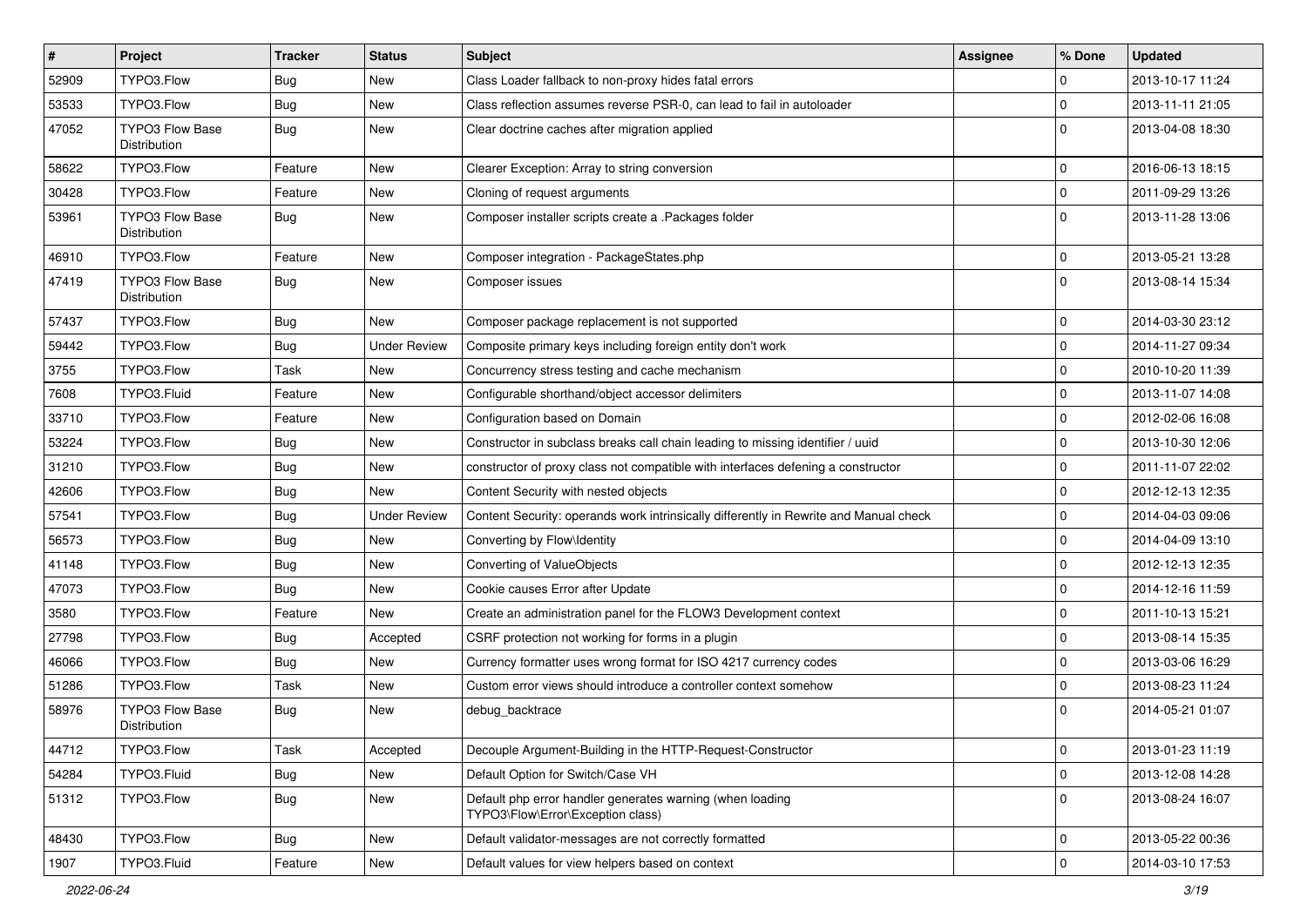| # | Project | Tracker | Status | Subject | Assignee | % Done | Updated |
|---|---|---|---|---|---|---|---|
| 52909 | TYPO3.Flow | Bug | New | Class Loader fallback to non-proxy hides fatal errors | | 0 | 2013-10-17 11:24 |
| 53533 | TYPO3.Flow | Bug | New | Class reflection assumes reverse PSR-0, can lead to fail in autoloader | | 0 | 2013-11-11 21:05 |
| 47052 | TYPO3 Flow Base Distribution | Bug | New | Clear doctrine caches after migration applied | | 0 | 2013-04-08 18:30 |
| 58622 | TYPO3.Flow | Feature | New | Clearer Exception: Array to string conversion | | 0 | 2016-06-13 18:15 |
| 30428 | TYPO3.Flow | Feature | New | Cloning of request arguments | | 0 | 2011-09-29 13:26 |
| 53961 | TYPO3 Flow Base Distribution | Bug | New | Composer installer scripts create a .Packages folder | | 0 | 2013-11-28 13:06 |
| 46910 | TYPO3.Flow | Feature | New | Composer integration - PackageStates.php | | 0 | 2013-05-21 13:28 |
| 47419 | TYPO3 Flow Base Distribution | Bug | New | Composer issues | | 0 | 2013-08-14 15:34 |
| 57437 | TYPO3.Flow | Bug | New | Composer package replacement is not supported | | 0 | 2014-03-30 23:12 |
| 59442 | TYPO3.Flow | Bug | Under Review | Composite primary keys including foreign entity don't work | | 0 | 2014-11-27 09:34 |
| 3755 | TYPO3.Flow | Task | New | Concurrency stress testing and cache mechanism | | 0 | 2010-10-20 11:39 |
| 7608 | TYPO3.Fluid | Feature | New | Configurable shorthand/object accessor delimiters | | 0 | 2013-11-07 14:08 |
| 33710 | TYPO3.Flow | Feature | New | Configuration based on Domain | | 0 | 2012-02-06 16:08 |
| 53224 | TYPO3.Flow | Bug | New | Constructor in subclass breaks call chain leading to missing identifier / uuid | | 0 | 2013-10-30 12:06 |
| 31210 | TYPO3.Flow | Bug | New | constructor of proxy class not compatible with interfaces defening a constructor | | 0 | 2011-11-07 22:02 |
| 42606 | TYPO3.Flow | Bug | New | Content Security with nested objects | | 0 | 2012-12-13 12:35 |
| 57541 | TYPO3.Flow | Bug | Under Review | Content Security: operands work intrinsically differently in Rewrite and Manual check | | 0 | 2014-04-03 09:06 |
| 56573 | TYPO3.Flow | Bug | New | Converting by Flow\Identity | | 0 | 2014-04-09 13:10 |
| 41148 | TYPO3.Flow | Bug | New | Converting of ValueObjects | | 0 | 2012-12-13 12:35 |
| 47073 | TYPO3.Flow | Bug | New | Cookie causes Error after Update | | 0 | 2014-12-16 11:59 |
| 3580 | TYPO3.Flow | Feature | New | Create an administration panel for the FLOW3 Development context | | 0 | 2011-10-13 15:21 |
| 27798 | TYPO3.Flow | Bug | Accepted | CSRF protection not working for forms in a plugin | | 0 | 2013-08-14 15:35 |
| 46066 | TYPO3.Flow | Bug | New | Currency formatter uses wrong format for ISO 4217 currency codes | | 0 | 2013-03-06 16:29 |
| 51286 | TYPO3.Flow | Task | New | Custom error views should introduce a controller context somehow | | 0 | 2013-08-23 11:24 |
| 58976 | TYPO3 Flow Base Distribution | Bug | New | debug_backtrace | | 0 | 2014-05-21 01:07 |
| 44712 | TYPO3.Flow | Task | Accepted | Decouple Argument-Building in the HTTP-Request-Constructor | | 0 | 2013-01-23 11:19 |
| 54284 | TYPO3.Fluid | Bug | New | Default Option for Switch/Case VH | | 0 | 2013-12-08 14:28 |
| 51312 | TYPO3.Flow | Bug | New | Default php error handler generates warning (when loading TYPO3\Flow\Error\Exception class) | | 0 | 2013-08-24 16:07 |
| 48430 | TYPO3.Flow | Bug | New | Default validator-messages are not correctly formatted | | 0 | 2013-05-22 00:36 |
| 1907 | TYPO3.Fluid | Feature | New | Default values for view helpers based on context | | 0 | 2014-03-10 17:53 |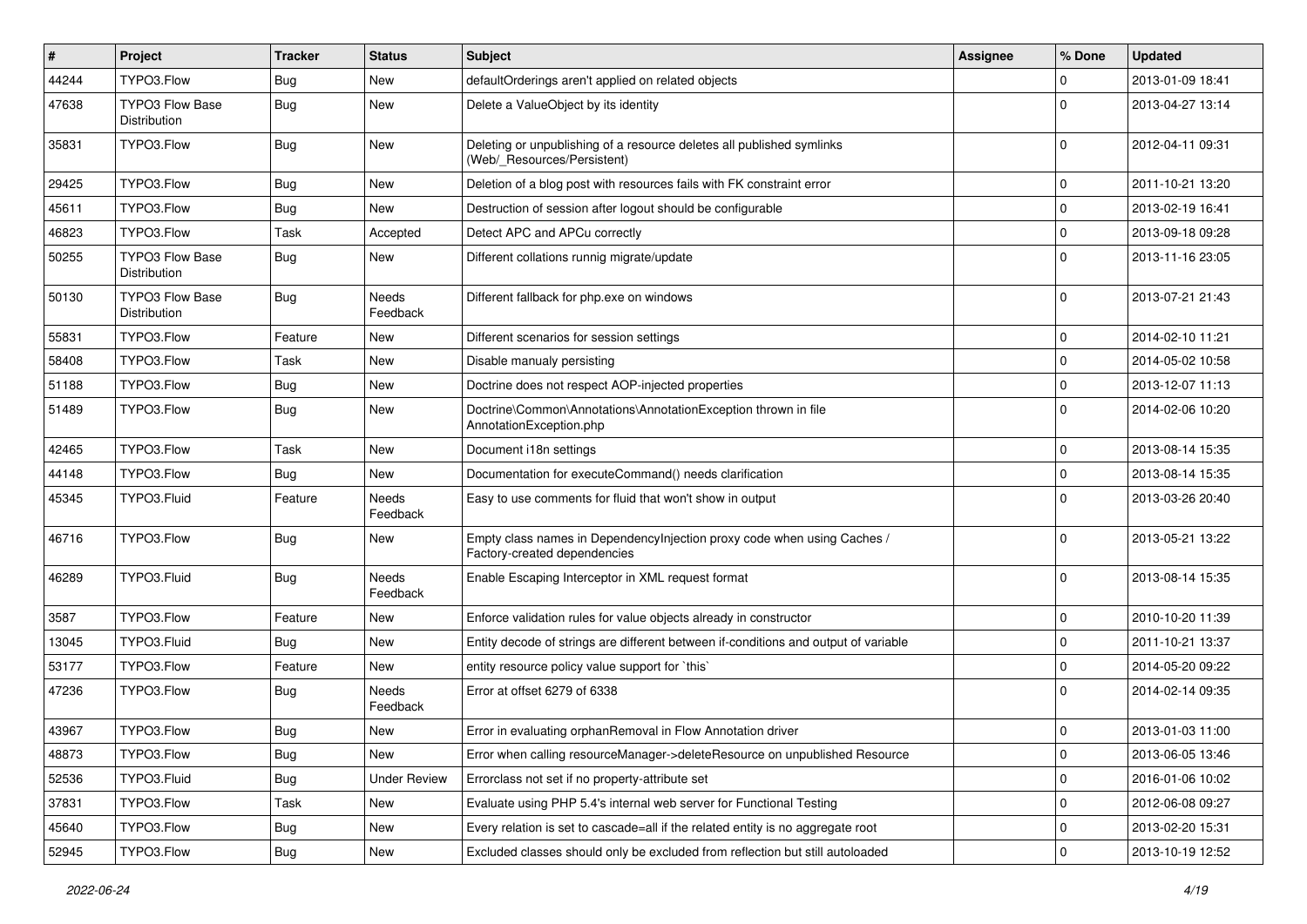| # | Project | Tracker | Status | Subject | Assignee | % Done | Updated |
|---|---|---|---|---|---|---|---|
| 44244 | TYPO3.Flow | Bug | New | defaultOrderings aren't applied on related objects | | 0 | 2013-01-09 18:41 |
| 47638 | TYPO3 Flow Base Distribution | Bug | New | Delete a ValueObject by its identity | | 0 | 2013-04-27 13:14 |
| 35831 | TYPO3.Flow | Bug | New | Deleting or unpublishing of a resource deletes all published symlinks (Web/_Resources/Persistent) | | 0 | 2012-04-11 09:31 |
| 29425 | TYPO3.Flow | Bug | New | Deletion of a blog post with resources fails with FK constraint error | | 0 | 2011-10-21 13:20 |
| 45611 | TYPO3.Flow | Bug | New | Destruction of session after logout should be configurable | | 0 | 2013-02-19 16:41 |
| 46823 | TYPO3.Flow | Task | Accepted | Detect APC and APCu correctly | | 0 | 2013-09-18 09:28 |
| 50255 | TYPO3 Flow Base Distribution | Bug | New | Different collations runnig migrate/update | | 0 | 2013-11-16 23:05 |
| 50130 | TYPO3 Flow Base Distribution | Bug | Needs Feedback | Different fallback for php.exe on windows | | 0 | 2013-07-21 21:43 |
| 55831 | TYPO3.Flow | Feature | New | Different scenarios for session settings | | 0 | 2014-02-10 11:21 |
| 58408 | TYPO3.Flow | Task | New | Disable manualy persisting | | 0 | 2014-05-02 10:58 |
| 51188 | TYPO3.Flow | Bug | New | Doctrine does not respect AOP-injected properties | | 0 | 2013-12-07 11:13 |
| 51489 | TYPO3.Flow | Bug | New | Doctrine\Common\Annotations\AnnotationException thrown in file AnnotationException.php | | 0 | 2014-02-06 10:20 |
| 42465 | TYPO3.Flow | Task | New | Document i18n settings | | 0 | 2013-08-14 15:35 |
| 44148 | TYPO3.Flow | Bug | New | Documentation for executeCommand() needs clarification | | 0 | 2013-08-14 15:35 |
| 45345 | TYPO3.Fluid | Feature | Needs Feedback | Easy to use comments for fluid that won't show in output | | 0 | 2013-03-26 20:40 |
| 46716 | TYPO3.Flow | Bug | New | Empty class names in DependencyInjection proxy code when using Caches / Factory-created dependencies | | 0 | 2013-05-21 13:22 |
| 46289 | TYPO3.Fluid | Bug | Needs Feedback | Enable Escaping Interceptor in XML request format | | 0 | 2013-08-14 15:35 |
| 3587 | TYPO3.Flow | Feature | New | Enforce validation rules for value objects already in constructor | | 0 | 2010-10-20 11:39 |
| 13045 | TYPO3.Fluid | Bug | New | Entity decode of strings are different between if-conditions and output of variable | | 0 | 2011-10-21 13:37 |
| 53177 | TYPO3.Flow | Feature | New | entity resource policy value support for `this` | | 0 | 2014-05-20 09:22 |
| 47236 | TYPO3.Flow | Bug | Needs Feedback | Error at offset 6279 of 6338 | | 0 | 2014-02-14 09:35 |
| 43967 | TYPO3.Flow | Bug | New | Error in evaluating orphanRemoval in Flow Annotation driver | | 0 | 2013-01-03 11:00 |
| 48873 | TYPO3.Flow | Bug | New | Error when calling resourceManager->deleteResource on unpublished Resource | | 0 | 2013-06-05 13:46 |
| 52536 | TYPO3.Fluid | Bug | Under Review | Errorclass not set if no property-attribute set | | 0 | 2016-01-06 10:02 |
| 37831 | TYPO3.Flow | Task | New | Evaluate using PHP 5.4's internal web server for Functional Testing | | 0 | 2012-06-08 09:27 |
| 45640 | TYPO3.Flow | Bug | New | Every relation is set to cascade=all if the related entity is no aggregate root | | 0 | 2013-02-20 15:31 |
| 52945 | TYPO3.Flow | Bug | New | Excluded classes should only be excluded from reflection but still autoloaded | | 0 | 2013-10-19 12:52 |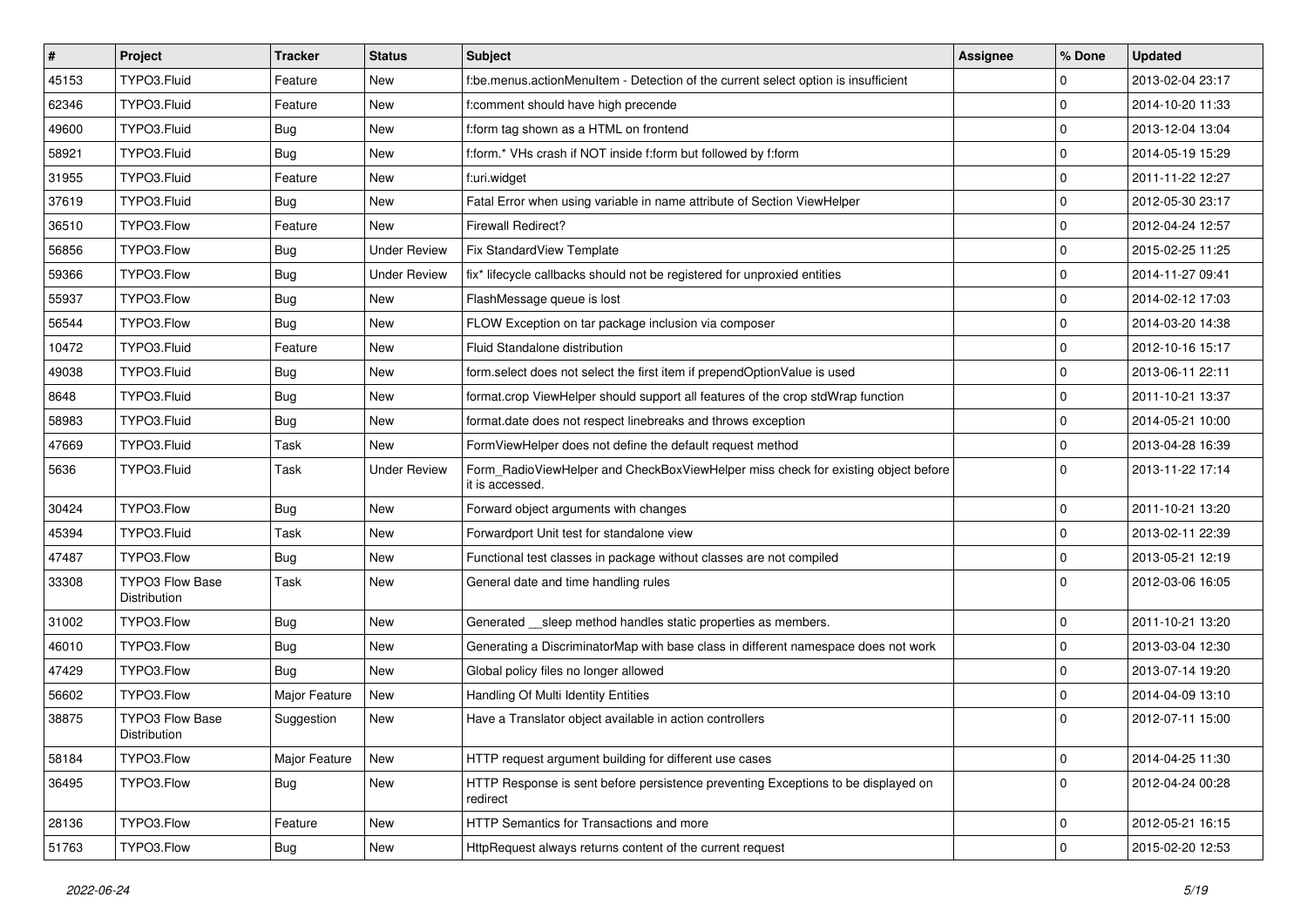| # | Project | Tracker | Status | Subject | Assignee | % Done | Updated |
|---|---|---|---|---|---|---|---|
| 45153 | TYPO3.Fluid | Feature | New | f:be.menus.actionMenuItem - Detection of the current select option is insufficient | | 0 | 2013-02-04 23:17 |
| 62346 | TYPO3.Fluid | Feature | New | f:comment should have high precende | | 0 | 2014-10-20 11:33 |
| 49600 | TYPO3.Fluid | Bug | New | f:form tag shown as a HTML on frontend | | 0 | 2013-12-04 13:04 |
| 58921 | TYPO3.Fluid | Bug | New | f:form.* VHs crash if NOT inside f:form but followed by f:form | | 0 | 2014-05-19 15:29 |
| 31955 | TYPO3.Fluid | Feature | New | f:uri.widget | | 0 | 2011-11-22 12:27 |
| 37619 | TYPO3.Fluid | Bug | New | Fatal Error when using variable in name attribute of Section ViewHelper | | 0 | 2012-05-30 23:17 |
| 36510 | TYPO3.Flow | Feature | New | Firewall Redirect? | | 0 | 2012-04-24 12:57 |
| 56856 | TYPO3.Flow | Bug | Under Review | Fix StandardView Template | | 0 | 2015-02-25 11:25 |
| 59366 | TYPO3.Flow | Bug | Under Review | fix* lifecycle callbacks should not be registered for unproxied entities | | 0 | 2014-11-27 09:41 |
| 55937 | TYPO3.Flow | Bug | New | FlashMessage queue is lost | | 0 | 2014-02-12 17:03 |
| 56544 | TYPO3.Flow | Bug | New | FLOW Exception on tar package inclusion via composer | | 0 | 2014-03-20 14:38 |
| 10472 | TYPO3.Fluid | Feature | New | Fluid Standalone distribution | | 0 | 2012-10-16 15:17 |
| 49038 | TYPO3.Fluid | Bug | New | form.select does not select the first item if prependOptionValue is used | | 0 | 2013-06-11 22:11 |
| 8648 | TYPO3.Fluid | Bug | New | format.crop ViewHelper should support all features of the crop stdWrap function | | 0 | 2011-10-21 13:37 |
| 58983 | TYPO3.Fluid | Bug | New | format.date does not respect linebreaks and throws exception | | 0 | 2014-05-21 10:00 |
| 47669 | TYPO3.Fluid | Task | New | FormViewHelper does not define the default request method | | 0 | 2013-04-28 16:39 |
| 5636 | TYPO3.Fluid | Task | Under Review | Form_RadioViewHelper and CheckBoxViewHelper miss check for existing object before it is accessed. | | 0 | 2013-11-22 17:14 |
| 30424 | TYPO3.Flow | Bug | New | Forward object arguments with changes | | 0 | 2011-10-21 13:20 |
| 45394 | TYPO3.Fluid | Task | New | Forwardport Unit test for standalone view | | 0 | 2013-02-11 22:39 |
| 47487 | TYPO3.Flow | Bug | New | Functional test classes in package without classes are not compiled | | 0 | 2013-05-21 12:19 |
| 33308 | TYPO3 Flow Base Distribution | Task | New | General date and time handling rules | | 0 | 2012-03-06 16:05 |
| 31002 | TYPO3.Flow | Bug | New | Generated __sleep method handles static properties as members. | | 0 | 2011-10-21 13:20 |
| 46010 | TYPO3.Flow | Bug | New | Generating a DiscriminatorMap with base class in different namespace does not work | | 0 | 2013-03-04 12:30 |
| 47429 | TYPO3.Flow | Bug | New | Global policy files no longer allowed | | 0 | 2013-07-14 19:20 |
| 56602 | TYPO3.Flow | Major Feature | New | Handling Of Multi Identity Entities | | 0 | 2014-04-09 13:10 |
| 38875 | TYPO3 Flow Base Distribution | Suggestion | New | Have a Translator object available in action controllers | | 0 | 2012-07-11 15:00 |
| 58184 | TYPO3.Flow | Major Feature | New | HTTP request argument building for different use cases | | 0 | 2014-04-25 11:30 |
| 36495 | TYPO3.Flow | Bug | New | HTTP Response is sent before persistence preventing Exceptions to be displayed on redirect | | 0 | 2012-04-24 00:28 |
| 28136 | TYPO3.Flow | Feature | New | HTTP Semantics for Transactions and more | | 0 | 2012-05-21 16:15 |
| 51763 | TYPO3.Flow | Bug | New | HttpRequest always returns content of the current request | | 0 | 2015-02-20 12:53 |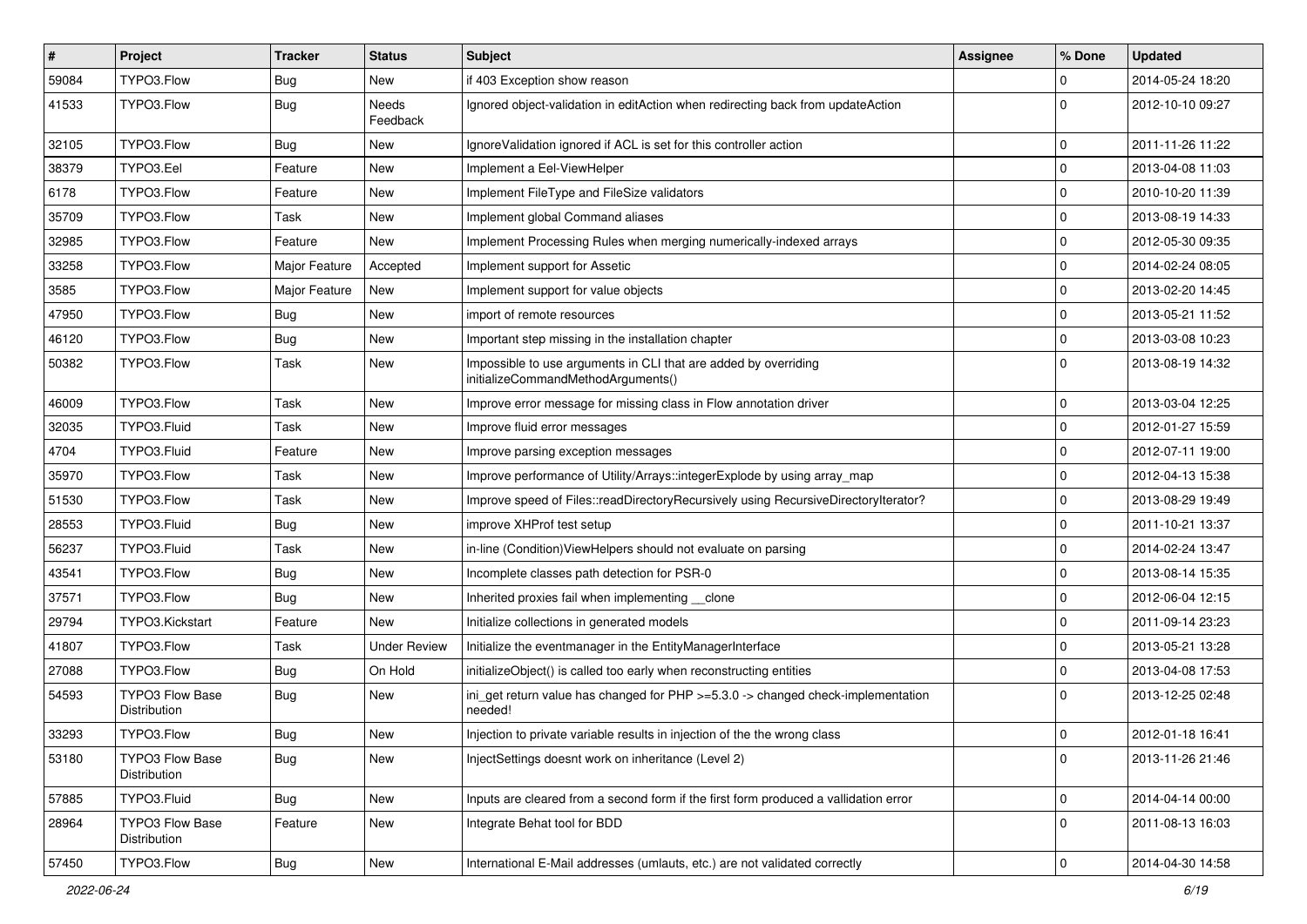| # | Project | Tracker | Status | Subject | Assignee | % Done | Updated |
|---|---|---|---|---|---|---|---|
| 59084 | TYPO3.Flow | Bug | New | if 403 Exception show reason | | 0 | 2014-05-24 18:20 |
| 41533 | TYPO3.Flow | Bug | Needs Feedback | Ignored object-validation in editAction when redirecting back from updateAction | | 0 | 2012-10-10 09:27 |
| 32105 | TYPO3.Flow | Bug | New | IgnoreValidation ignored if ACL is set for this controller action | | 0 | 2011-11-26 11:22 |
| 38379 | TYPO3.Eel | Feature | New | Implement a Eel-ViewHelper | | 0 | 2013-04-08 11:03 |
| 6178 | TYPO3.Flow | Feature | New | Implement FileType and FileSize validators | | 0 | 2010-10-20 11:39 |
| 35709 | TYPO3.Flow | Task | New | Implement global Command aliases | | 0 | 2013-08-19 14:33 |
| 32985 | TYPO3.Flow | Feature | New | Implement Processing Rules when merging numerically-indexed arrays | | 0 | 2012-05-30 09:35 |
| 33258 | TYPO3.Flow | Major Feature | Accepted | Implement support for Assetic | | 0 | 2014-02-24 08:05 |
| 3585 | TYPO3.Flow | Major Feature | New | Implement support for value objects | | 0 | 2013-02-20 14:45 |
| 47950 | TYPO3.Flow | Bug | New | import of remote resources | | 0 | 2013-05-21 11:52 |
| 46120 | TYPO3.Flow | Bug | New | Important step missing in the installation chapter | | 0 | 2013-03-08 10:23 |
| 50382 | TYPO3.Flow | Task | New | Impossible to use arguments in CLI that are added by overriding initializeCommandMethodArguments() | | 0 | 2013-08-19 14:32 |
| 46009 | TYPO3.Flow | Task | New | Improve error message for missing class in Flow annotation driver | | 0 | 2013-03-04 12:25 |
| 32035 | TYPO3.Fluid | Task | New | Improve fluid error messages | | 0 | 2012-01-27 15:59 |
| 4704 | TYPO3.Fluid | Feature | New | Improve parsing exception messages | | 0 | 2012-07-11 19:00 |
| 35970 | TYPO3.Flow | Task | New | Improve performance of Utility/Arrays::integerExplode by using array_map | | 0 | 2012-04-13 15:38 |
| 51530 | TYPO3.Flow | Task | New | Improve speed of Files::readDirectoryRecursively using RecursiveDirectoryIterator? | | 0 | 2013-08-29 19:49 |
| 28553 | TYPO3.Fluid | Bug | New | improve XHProf test setup | | 0 | 2011-10-21 13:37 |
| 56237 | TYPO3.Fluid | Task | New | in-line (Condition)ViewHelpers should not evaluate on parsing | | 0 | 2014-02-24 13:47 |
| 43541 | TYPO3.Flow | Bug | New | Incomplete classes path detection for PSR-0 | | 0 | 2013-08-14 15:35 |
| 37571 | TYPO3.Flow | Bug | New | Inherited proxies fail when implementing __clone | | 0 | 2012-06-04 12:15 |
| 29794 | TYPO3.Kickstart | Feature | New | Initialize collections in generated models | | 0 | 2011-09-14 23:23 |
| 41807 | TYPO3.Flow | Task | Under Review | Initialize the eventmanager in the EntityManagerInterface | | 0 | 2013-05-21 13:28 |
| 27088 | TYPO3.Flow | Bug | On Hold | initializeObject() is called too early when reconstructing entities | | 0 | 2013-04-08 17:53 |
| 54593 | TYPO3 Flow Base Distribution | Bug | New | ini_get return value has changed for PHP >=5.3.0 -> changed check-implementation needed! | | 0 | 2013-12-25 02:48 |
| 33293 | TYPO3.Flow | Bug | New | Injection to private variable results in injection of the the wrong class | | 0 | 2012-01-18 16:41 |
| 53180 | TYPO3 Flow Base Distribution | Bug | New | InjectSettings doesnt work on inheritance (Level 2) | | 0 | 2013-11-26 21:46 |
| 57885 | TYPO3.Fluid | Bug | New | Inputs are cleared from a second form if the first form produced a vallidation error | | 0 | 2014-04-14 00:00 |
| 28964 | TYPO3 Flow Base Distribution | Feature | New | Integrate Behat tool for BDD | | 0 | 2011-08-13 16:03 |
| 57450 | TYPO3.Flow | Bug | New | International E-Mail addresses (umlauts, etc.) are not validated correctly | | 0 | 2014-04-30 14:58 |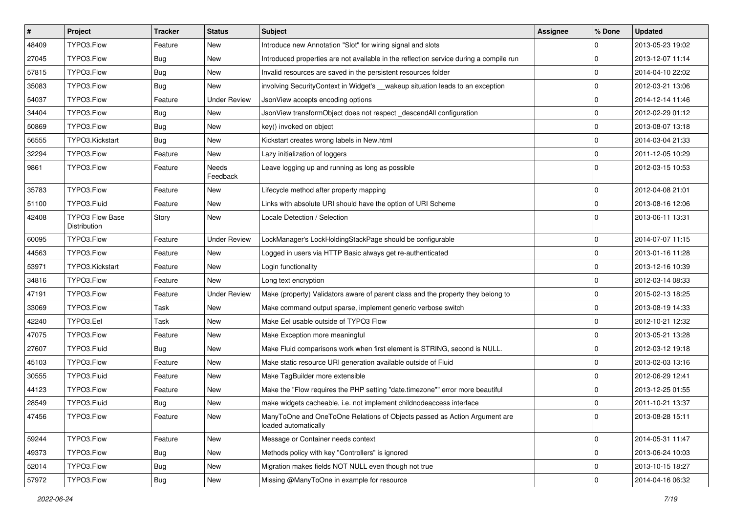| # | Project | Tracker | Status | Subject | Assignee | % Done | Updated |
|---|---|---|---|---|---|---|---|
| 48409 | TYPO3.Flow | Feature | New | Introduce new Annotation "Slot" for wiring signal and slots | | 0 | 2013-05-23 19:02 |
| 27045 | TYPO3.Flow | Bug | New | Introduced properties are not available in the reflection service during a compile run | | 0 | 2013-12-07 11:14 |
| 57815 | TYPO3.Flow | Bug | New | Invalid resources are saved in the persistent resources folder | | 0 | 2014-04-10 22:02 |
| 35083 | TYPO3.Flow | Bug | New | involving SecurityContext in Widget's __wakeup situation leads to an exception | | 0 | 2012-03-21 13:06 |
| 54037 | TYPO3.Flow | Feature | Under Review | JsonView accepts encoding options | | 0 | 2014-12-14 11:46 |
| 34404 | TYPO3.Flow | Bug | New | JsonView transformObject does not respect _descendAll configuration | | 0 | 2012-02-29 01:12 |
| 50869 | TYPO3.Flow | Bug | New | key() invoked on object | | 0 | 2013-08-07 13:18 |
| 56555 | TYPO3.Kickstart | Bug | New | Kickstart creates wrong labels in New.html | | 0 | 2014-03-04 21:33 |
| 32294 | TYPO3.Flow | Feature | New | Lazy initialization of loggers | | 0 | 2011-12-05 10:29 |
| 9861 | TYPO3.Flow | Feature | Needs Feedback | Leave logging up and running as long as possible | | 0 | 2012-03-15 10:53 |
| 35783 | TYPO3.Flow | Feature | New | Lifecycle method after property mapping | | 0 | 2012-04-08 21:01 |
| 51100 | TYPO3.Fluid | Feature | New | Links with absolute URI should have the option of URI Scheme | | 0 | 2013-08-16 12:06 |
| 42408 | TYPO3 Flow Base Distribution | Story | New | Locale Detection / Selection | | 0 | 2013-06-11 13:31 |
| 60095 | TYPO3.Flow | Feature | Under Review | LockManager's LockHoldingStackPage should be configurable | | 0 | 2014-07-07 11:15 |
| 44563 | TYPO3.Flow | Feature | New | Logged in users via HTTP Basic always get re-authenticated | | 0 | 2013-01-16 11:28 |
| 53971 | TYPO3.Kickstart | Feature | New | Login functionality | | 0 | 2013-12-16 10:39 |
| 34816 | TYPO3.Flow | Feature | New | Long text encryption | | 0 | 2012-03-14 08:33 |
| 47191 | TYPO3.Flow | Feature | Under Review | Make (property) Validators aware of parent class and the property they belong to | | 0 | 2015-02-13 18:25 |
| 33069 | TYPO3.Flow | Task | New | Make command output sparse, implement generic verbose switch | | 0 | 2013-08-19 14:33 |
| 42240 | TYPO3.Eel | Task | New | Make Eel usable outside of TYPO3 Flow | | 0 | 2012-10-21 12:32 |
| 47075 | TYPO3.Flow | Feature | New | Make Exception more meaningful | | 0 | 2013-05-21 13:28 |
| 27607 | TYPO3.Fluid | Bug | New | Make Fluid comparisons work when first element is STRING, second is NULL. | | 0 | 2012-03-12 19:18 |
| 45103 | TYPO3.Flow | Feature | New | Make static resource URI generation available outside of Fluid | | 0 | 2013-02-03 13:16 |
| 30555 | TYPO3.Fluid | Feature | New | Make TagBuilder more extensible | | 0 | 2012-06-29 12:41 |
| 44123 | TYPO3.Flow | Feature | New | Make the "Flow requires the PHP setting "date.timezone"" error more beautiful | | 0 | 2013-12-25 01:55 |
| 28549 | TYPO3.Fluid | Bug | New | make widgets cacheable, i.e. not implement childnodeaccess interface | | 0 | 2011-10-21 13:37 |
| 47456 | TYPO3.Flow | Feature | New | ManyToOne and OneToOne Relations of Objects passed as Action Argument are loaded automatically | | 0 | 2013-08-28 15:11 |
| 59244 | TYPO3.Flow | Feature | New | Message or Container needs context | | 0 | 2014-05-31 11:47 |
| 49373 | TYPO3.Flow | Bug | New | Methods policy with key "Controllers" is ignored | | 0 | 2013-06-24 10:03 |
| 52014 | TYPO3.Flow | Bug | New | Migration makes fields NOT NULL even though not true | | 0 | 2013-10-15 18:27 |
| 57972 | TYPO3.Flow | Bug | New | Missing @ManyToOne in example for resource | | 0 | 2014-04-16 06:32 |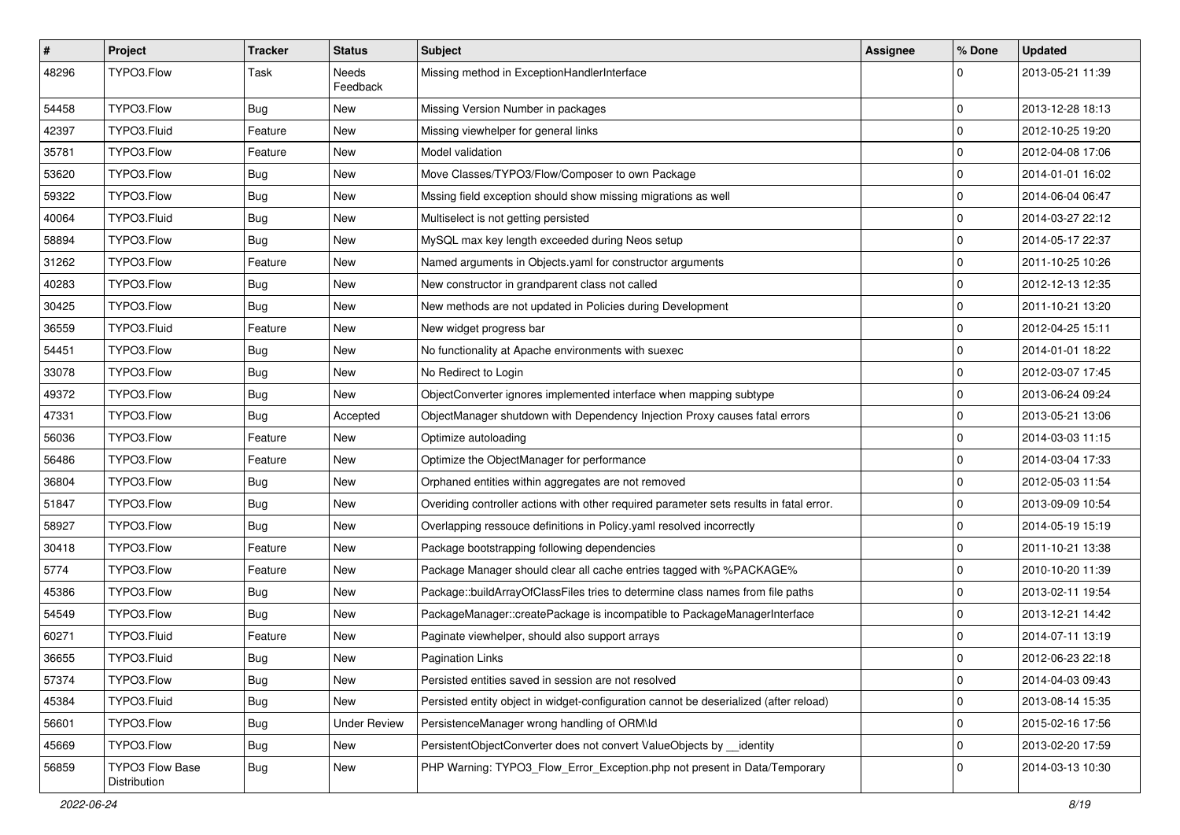| # | Project | Tracker | Status | Subject | Assignee | % Done | Updated |
|---|---|---|---|---|---|---|---|
| 48296 | TYPO3.Flow | Task | Needs Feedback | Missing method in ExceptionHandlerInterface | | 0 | 2013-05-21 11:39 |
| 54458 | TYPO3.Flow | Bug | New | Missing Version Number in packages | | 0 | 2013-12-28 18:13 |
| 42397 | TYPO3.Fluid | Feature | New | Missing viewhelper for general links | | 0 | 2012-10-25 19:20 |
| 35781 | TYPO3.Flow | Feature | New | Model validation | | 0 | 2012-04-08 17:06 |
| 53620 | TYPO3.Flow | Bug | New | Move Classes/TYPO3/Flow/Composer to own Package | | 0 | 2014-01-01 16:02 |
| 59322 | TYPO3.Flow | Bug | New | Mssing field exception should show missing migrations as well | | 0 | 2014-06-04 06:47 |
| 40064 | TYPO3.Fluid | Bug | New | Multiselect is not getting persisted | | 0 | 2014-03-27 22:12 |
| 58894 | TYPO3.Flow | Bug | New | MySQL max key length exceeded during Neos setup | | 0 | 2014-05-17 22:37 |
| 31262 | TYPO3.Flow | Feature | New | Named arguments in Objects.yaml for constructor arguments | | 0 | 2011-10-25 10:26 |
| 40283 | TYPO3.Flow | Bug | New | New constructor in grandparent class not called | | 0 | 2012-12-13 12:35 |
| 30425 | TYPO3.Flow | Bug | New | New methods are not updated in Policies during Development | | 0 | 2011-10-21 13:20 |
| 36559 | TYPO3.Fluid | Feature | New | New widget progress bar | | 0 | 2012-04-25 15:11 |
| 54451 | TYPO3.Flow | Bug | New | No functionality at Apache environments with suexec | | 0 | 2014-01-01 18:22 |
| 33078 | TYPO3.Flow | Bug | New | No Redirect to Login | | 0 | 2012-03-07 17:45 |
| 49372 | TYPO3.Flow | Bug | New | ObjectConverter ignores implemented interface when mapping subtype | | 0 | 2013-06-24 09:24 |
| 47331 | TYPO3.Flow | Bug | Accepted | ObjectManager shutdown with Dependency Injection Proxy causes fatal errors | | 0 | 2013-05-21 13:06 |
| 56036 | TYPO3.Flow | Feature | New | Optimize autoloading | | 0 | 2014-03-03 11:15 |
| 56486 | TYPO3.Flow | Feature | New | Optimize the ObjectManager for performance | | 0 | 2014-03-04 17:33 |
| 36804 | TYPO3.Flow | Bug | New | Orphaned entities within aggregates are not removed | | 0 | 2012-05-03 11:54 |
| 51847 | TYPO3.Flow | Bug | New | Overiding controller actions with other required parameter sets results in fatal error. | | 0 | 2013-09-09 10:54 |
| 58927 | TYPO3.Flow | Bug | New | Overlapping ressouce definitions in Policy.yaml resolved incorrectly | | 0 | 2014-05-19 15:19 |
| 30418 | TYPO3.Flow | Feature | New | Package bootstrapping following dependencies | | 0 | 2011-10-21 13:38 |
| 5774 | TYPO3.Flow | Feature | New | Package Manager should clear all cache entries tagged with %PACKAGE% | | 0 | 2010-10-20 11:39 |
| 45386 | TYPO3.Flow | Bug | New | Package::buildArrayOfClassFiles tries to determine class names from file paths | | 0 | 2013-02-11 19:54 |
| 54549 | TYPO3.Flow | Bug | New | PackageManager::createPackage is incompatible to PackageManagerInterface | | 0 | 2013-12-21 14:42 |
| 60271 | TYPO3.Fluid | Feature | New | Paginate viewhelper, should also support arrays | | 0 | 2014-07-11 13:19 |
| 36655 | TYPO3.Fluid | Bug | New | Pagination Links | | 0 | 2012-06-23 22:18 |
| 57374 | TYPO3.Flow | Bug | New | Persisted entities saved in session are not resolved | | 0 | 2014-04-03 09:43 |
| 45384 | TYPO3.Fluid | Bug | New | Persisted entity object in widget-configuration cannot be deserialized (after reload) | | 0 | 2013-08-14 15:35 |
| 56601 | TYPO3.Flow | Bug | Under Review | PersistenceManager wrong handling of ORM\Id | | 0 | 2015-02-16 17:56 |
| 45669 | TYPO3.Flow | Bug | New | PersistentObjectConverter does not convert ValueObjects by __identity | | 0 | 2013-02-20 17:59 |
| 56859 | TYPO3 Flow Base Distribution | Bug | New | PHP Warning: TYPO3_Flow_Error_Exception.php not present in Data/Temporary | | 0 | 2014-03-13 10:30 |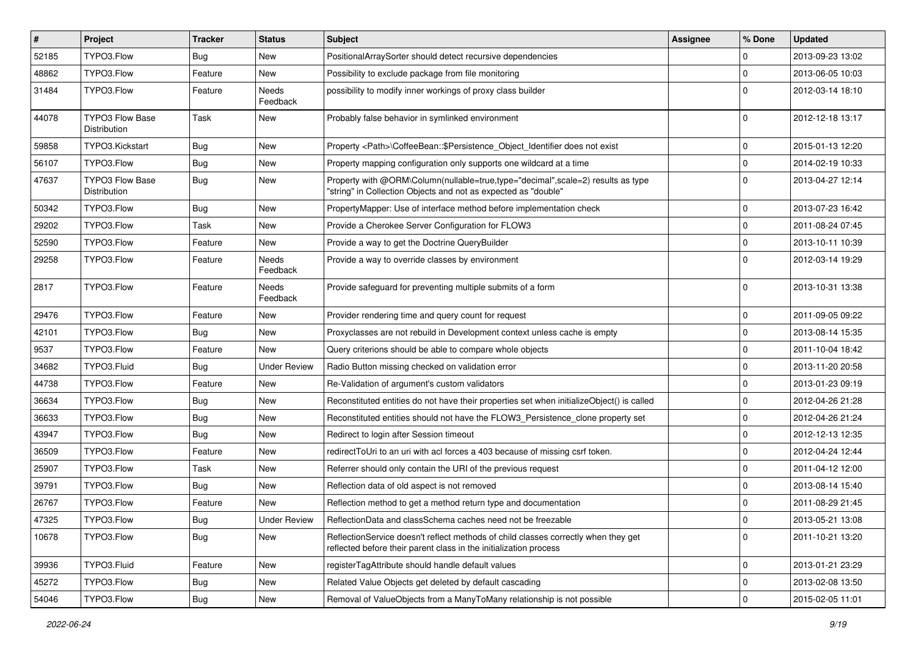| # | Project | Tracker | Status | Subject | Assignee | % Done | Updated |
|---|---|---|---|---|---|---|---|
| 52185 | TYPO3.Flow | Bug | New | PositionalArraySorter should detect recursive dependencies | | 0 | 2013-09-23 13:02 |
| 48862 | TYPO3.Flow | Feature | New | Possibility to exclude package from file monitoring | | 0 | 2013-06-05 10:03 |
| 31484 | TYPO3.Flow | Feature | Needs Feedback | possibility to modify inner workings of proxy class builder | | 0 | 2012-03-14 18:10 |
| 44078 | TYPO3 Flow Base Distribution | Task | New | Probably false behavior in symlinked environment | | 0 | 2012-12-18 13:17 |
| 59858 | TYPO3.Kickstart | Bug | New | Property <Path>\CoffeeBean::$Persistence_Object_Identifier does not exist | | 0 | 2015-01-13 12:20 |
| 56107 | TYPO3.Flow | Bug | New | Property mapping configuration only supports one wildcard at a time | | 0 | 2014-02-19 10:33 |
| 47637 | TYPO3 Flow Base Distribution | Bug | New | Property with @ORM\Column(nullable=true,type="decimal",scale=2) results as type "string" in Collection Objects and not as expected as "double" | | 0 | 2013-04-27 12:14 |
| 50342 | TYPO3.Flow | Bug | New | PropertyMapper: Use of interface method before implementation check | | 0 | 2013-07-23 16:42 |
| 29202 | TYPO3.Flow | Task | New | Provide a Cherokee Server Configuration for FLOW3 | | 0 | 2011-08-24 07:45 |
| 52590 | TYPO3.Flow | Feature | New | Provide a way to get the Doctrine QueryBuilder | | 0 | 2013-10-11 10:39 |
| 29258 | TYPO3.Flow | Feature | Needs Feedback | Provide a way to override classes by environment | | 0 | 2012-03-14 19:29 |
| 2817 | TYPO3.Flow | Feature | Needs Feedback | Provide safeguard for preventing multiple submits of a form | | 0 | 2013-10-31 13:38 |
| 29476 | TYPO3.Flow | Feature | New | Provider rendering time and query count for request | | 0 | 2011-09-05 09:22 |
| 42101 | TYPO3.Flow | Bug | New | Proxyclasses are not rebuild in Development context unless cache is empty | | 0 | 2013-08-14 15:35 |
| 9537 | TYPO3.Flow | Feature | New | Query criterions should be able to compare whole objects | | 0 | 2011-10-04 18:42 |
| 34682 | TYPO3.Fluid | Bug | Under Review | Radio Button missing checked on validation error | | 0 | 2013-11-20 20:58 |
| 44738 | TYPO3.Flow | Feature | New | Re-Validation of argument's custom validators | | 0 | 2013-01-23 09:19 |
| 36634 | TYPO3.Flow | Bug | New | Reconstituted entities do not have their properties set when initializeObject() is called | | 0 | 2012-04-26 21:28 |
| 36633 | TYPO3.Flow | Bug | New | Reconstituted entities should not have the FLOW3_Persistence_clone property set | | 0 | 2012-04-26 21:24 |
| 43947 | TYPO3.Flow | Bug | New | Redirect to login after Session timeout | | 0 | 2012-12-13 12:35 |
| 36509 | TYPO3.Flow | Feature | New | redirectToUri to an uri with acl forces a 403 because of missing csrf token. | | 0 | 2012-04-24 12:44 |
| 25907 | TYPO3.Flow | Task | New | Referrer should only contain the URI of the previous request | | 0 | 2011-04-12 12:00 |
| 39791 | TYPO3.Flow | Bug | New | Reflection data of old aspect is not removed | | 0 | 2013-08-14 15:40 |
| 26767 | TYPO3.Flow | Feature | New | Reflection method to get a method return type and documentation | | 0 | 2011-08-29 21:45 |
| 47325 | TYPO3.Flow | Bug | Under Review | ReflectionData and classSchema caches need not be freezable | | 0 | 2013-05-21 13:08 |
| 10678 | TYPO3.Flow | Bug | New | ReflectionService doesn't reflect methods of child classes correctly when they get reflected before their parent class in the initialization process | | 0 | 2011-10-21 13:20 |
| 39936 | TYPO3.Fluid | Feature | New | registerTagAttribute should handle default values | | 0 | 2013-01-21 23:29 |
| 45272 | TYPO3.Flow | Bug | New | Related Value Objects get deleted by default cascading | | 0 | 2013-02-08 13:50 |
| 54046 | TYPO3.Flow | Bug | New | Removal of ValueObjects from a ManyToMany relationship is not possible | | 0 | 2015-02-05 11:01 |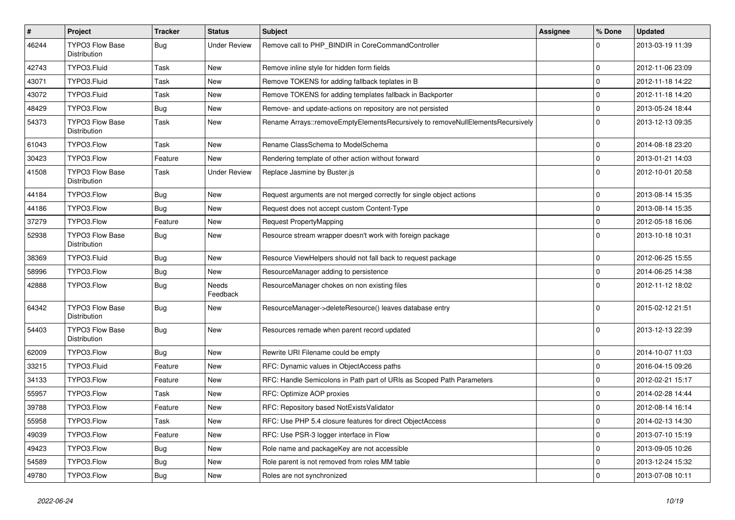| # | Project | Tracker | Status | Subject | Assignee | % Done | Updated |
|---|---|---|---|---|---|---|---|
| 46244 | TYPO3 Flow Base Distribution | Bug | Under Review | Remove call to PHP_BINDIR in CoreCommandController | | 0 | 2013-03-19 11:39 |
| 42743 | TYPO3.Fluid | Task | New | Remove inline style for hidden form fields | | 0 | 2012-11-06 23:09 |
| 43071 | TYPO3.Fluid | Task | New | Remove TOKENS for adding fallback teplates in B | | 0 | 2012-11-18 14:22 |
| 43072 | TYPO3.Fluid | Task | New | Remove TOKENS for adding templates fallback in Backporter | | 0 | 2012-11-18 14:20 |
| 48429 | TYPO3.Flow | Bug | New | Remove- and update-actions on repository are not persisted | | 0 | 2013-05-24 18:44 |
| 54373 | TYPO3 Flow Base Distribution | Task | New | Rename Arrays::removeEmptyElementsRecursively to removeNullElementsRecursively | | 0 | 2013-12-13 09:35 |
| 61043 | TYPO3.Flow | Task | New | Rename ClassSchema to ModelSchema | | 0 | 2014-08-18 23:20 |
| 30423 | TYPO3.Flow | Feature | New | Rendering template of other action without forward | | 0 | 2013-01-21 14:03 |
| 41508 | TYPO3 Flow Base Distribution | Task | Under Review | Replace Jasmine by Buster.js | | 0 | 2012-10-01 20:58 |
| 44184 | TYPO3.Flow | Bug | New | Request arguments are not merged correctly for single object actions | | 0 | 2013-08-14 15:35 |
| 44186 | TYPO3.Flow | Bug | New | Request does not accept custom Content-Type | | 0 | 2013-08-14 15:35 |
| 37279 | TYPO3.Flow | Feature | New | Request PropertyMapping | | 0 | 2012-05-18 16:06 |
| 52938 | TYPO3 Flow Base Distribution | Bug | New | Resource stream wrapper doesn't work with foreign package | | 0 | 2013-10-18 10:31 |
| 38369 | TYPO3.Fluid | Bug | New | Resource ViewHelpers should not fall back to request package | | 0 | 2012-06-25 15:55 |
| 58996 | TYPO3.Flow | Bug | New | ResourceManager adding to persistence | | 0 | 2014-06-25 14:38 |
| 42888 | TYPO3.Flow | Bug | Needs Feedback | ResourceManager chokes on non existing files | | 0 | 2012-11-12 18:02 |
| 64342 | TYPO3 Flow Base Distribution | Bug | New | ResourceManager->deleteResource() leaves database entry | | 0 | 2015-02-12 21:51 |
| 54403 | TYPO3 Flow Base Distribution | Bug | New | Resources remade when parent record updated | | 0 | 2013-12-13 22:39 |
| 62009 | TYPO3.Flow | Bug | New | Rewrite URI Filename could be empty | | 0 | 2014-10-07 11:03 |
| 33215 | TYPO3.Fluid | Feature | New | RFC: Dynamic values in ObjectAccess paths | | 0 | 2016-04-15 09:26 |
| 34133 | TYPO3.Flow | Feature | New | RFC: Handle Semicolons in Path part of URIs as Scoped Path Parameters | | 0 | 2012-02-21 15:17 |
| 55957 | TYPO3.Flow | Task | New | RFC: Optimize AOP proxies | | 0 | 2014-02-28 14:44 |
| 39788 | TYPO3.Flow | Feature | New | RFC: Repository based NotExistsValidator | | 0 | 2012-08-14 16:14 |
| 55958 | TYPO3.Flow | Task | New | RFC: Use PHP 5.4 closure features for direct ObjectAccess | | 0 | 2014-02-13 14:30 |
| 49039 | TYPO3.Flow | Feature | New | RFC: Use PSR-3 logger interface in Flow | | 0 | 2013-07-10 15:19 |
| 49423 | TYPO3.Flow | Bug | New | Role name and packageKey are not accessible | | 0 | 2013-09-05 10:26 |
| 54589 | TYPO3.Flow | Bug | New | Role parent is not removed from roles MM table | | 0 | 2013-12-24 15:32 |
| 49780 | TYPO3.Flow | Bug | New | Roles are not synchronized | | 0 | 2013-07-08 10:11 |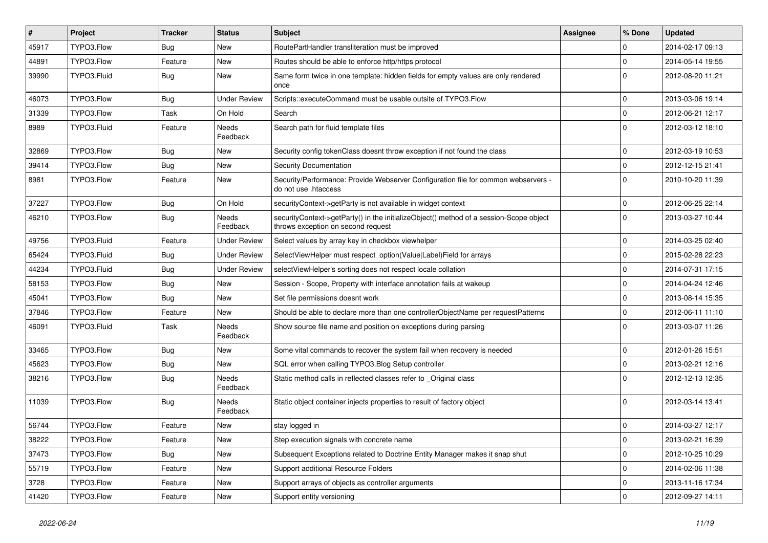| # | Project | Tracker | Status | Subject | Assignee | % Done | Updated |
| --- | --- | --- | --- | --- | --- | --- | --- |
| 45917 | TYPO3.Flow | Bug | New | RoutePartHandler transliteration must be improved | | 0 | 2014-02-17 09:13 |
| 44891 | TYPO3.Flow | Feature | New | Routes should be able to enforce http/https protocol | | 0 | 2014-05-14 19:55 |
| 39990 | TYPO3.Fluid | Bug | New | Same form twice in one template: hidden fields for empty values are only rendered once | | 0 | 2012-08-20 11:21 |
| 46073 | TYPO3.Flow | Bug | Under Review | Scripts::executeCommand must be usable outsite of TYPO3.Flow | | 0 | 2013-03-06 19:14 |
| 31339 | TYPO3.Flow | Task | On Hold | Search | | 0 | 2012-06-21 12:17 |
| 8989 | TYPO3.Fluid | Feature | Needs Feedback | Search path for fluid template files | | 0 | 2012-03-12 18:10 |
| 32869 | TYPO3.Flow | Bug | New | Security config tokenClass doesnt throw exception if not found the class | | 0 | 2012-03-19 10:53 |
| 39414 | TYPO3.Flow | Bug | New | Security Documentation | | 0 | 2012-12-15 21:41 |
| 8981 | TYPO3.Flow | Feature | New | Security/Performance: Provide Webserver Configuration file for common webservers - do not use .htaccess | | 0 | 2010-10-20 11:39 |
| 37227 | TYPO3.Flow | Bug | On Hold | securityContext->getParty is not available in widget context | | 0 | 2012-06-25 22:14 |
| 46210 | TYPO3.Flow | Bug | Needs Feedback | securityContext->getParty() in the initializeObject() method of a session-Scope object throws exception on second request | | 0 | 2013-03-27 10:44 |
| 49756 | TYPO3.Fluid | Feature | Under Review | Select values by array key in checkbox viewhelper | | 0 | 2014-03-25 02:40 |
| 65424 | TYPO3.Fluid | Bug | Under Review | SelectViewHelper must respect option(Value\|Label)Field for arrays | | 0 | 2015-02-28 22:23 |
| 44234 | TYPO3.Fluid | Bug | Under Review | selectViewHelper's sorting does not respect locale collation | | 0 | 2014-07-31 17:15 |
| 58153 | TYPO3.Flow | Bug | New | Session - Scope, Property with interface annotation fails at wakeup | | 0 | 2014-04-24 12:46 |
| 45041 | TYPO3.Flow | Bug | New | Set file permissions doesnt work | | 0 | 2013-08-14 15:35 |
| 37846 | TYPO3.Flow | Feature | New | Should be able to declare more than one controllerObjectName per requestPatterns | | 0 | 2012-06-11 11:10 |
| 46091 | TYPO3.Fluid | Task | Needs Feedback | Show source file name and position on exceptions during parsing | | 0 | 2013-03-07 11:26 |
| 33465 | TYPO3.Flow | Bug | New | Some vital commands to recover the system fail when recovery is needed | | 0 | 2012-01-26 15:51 |
| 45623 | TYPO3.Flow | Bug | New | SQL error when calling TYPO3.Blog Setup controller | | 0 | 2013-02-21 12:16 |
| 38216 | TYPO3.Flow | Bug | Needs Feedback | Static method calls in reflected classes refer to _Original class | | 0 | 2012-12-13 12:35 |
| 11039 | TYPO3.Flow | Bug | Needs Feedback | Static object container injects properties to result of factory object | | 0 | 2012-03-14 13:41 |
| 56744 | TYPO3.Flow | Feature | New | stay logged in | | 0 | 2014-03-27 12:17 |
| 38222 | TYPO3.Flow | Feature | New | Step execution signals with concrete name | | 0 | 2013-02-21 16:39 |
| 37473 | TYPO3.Flow | Bug | New | Subsequent Exceptions related to Doctrine Entity Manager makes it snap shut | | 0 | 2012-10-25 10:29 |
| 55719 | TYPO3.Flow | Feature | New | Support additional Resource Folders | | 0 | 2014-02-06 11:38 |
| 3728 | TYPO3.Flow | Feature | New | Support arrays of objects as controller arguments | | 0 | 2013-11-16 17:34 |
| 41420 | TYPO3.Flow | Feature | New | Support entity versioning | | 0 | 2012-09-27 14:11 |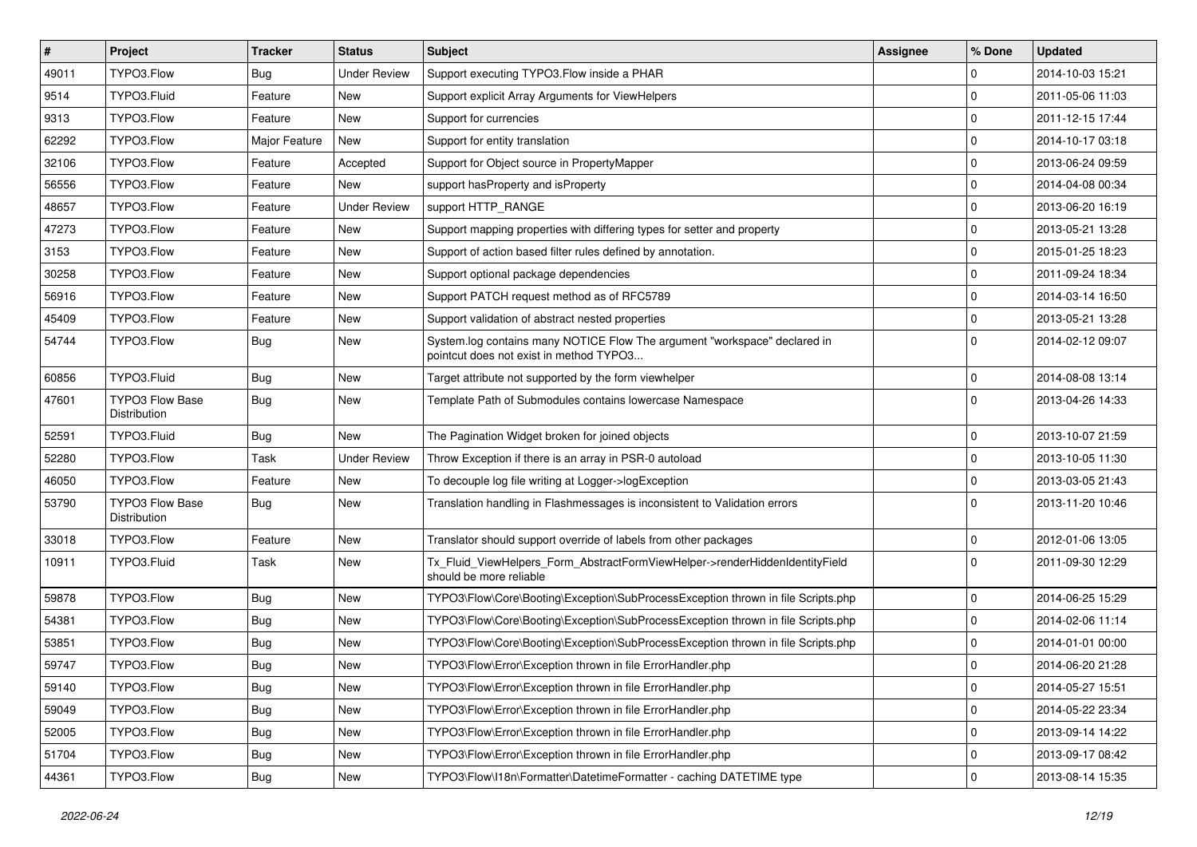| # | Project | Tracker | Status | Subject | Assignee | % Done | Updated |
|---|---|---|---|---|---|---|---|
| 49011 | TYPO3.Flow | Bug | Under Review | Support executing TYPO3.Flow inside a PHAR | | 0 | 2014-10-03 15:21 |
| 9514 | TYPO3.Fluid | Feature | New | Support explicit Array Arguments for ViewHelpers | | 0 | 2011-05-06 11:03 |
| 9313 | TYPO3.Flow | Feature | New | Support for currencies | | 0 | 2011-12-15 17:44 |
| 62292 | TYPO3.Flow | Major Feature | New | Support for entity translation | | 0 | 2014-10-17 03:18 |
| 32106 | TYPO3.Flow | Feature | Accepted | Support for Object source in PropertyMapper | | 0 | 2013-06-24 09:59 |
| 56556 | TYPO3.Flow | Feature | New | support hasProperty and isProperty | | 0 | 2014-04-08 00:34 |
| 48657 | TYPO3.Flow | Feature | Under Review | support HTTP_RANGE | | 0 | 2013-06-20 16:19 |
| 47273 | TYPO3.Flow | Feature | New | Support mapping properties with differing types for setter and property | | 0 | 2013-05-21 13:28 |
| 3153 | TYPO3.Flow | Feature | New | Support of action based filter rules defined by annotation. | | 0 | 2015-01-25 18:23 |
| 30258 | TYPO3.Flow | Feature | New | Support optional package dependencies | | 0 | 2011-09-24 18:34 |
| 56916 | TYPO3.Flow | Feature | New | Support PATCH request method as of RFC5789 | | 0 | 2014-03-14 16:50 |
| 45409 | TYPO3.Flow | Feature | New | Support validation of abstract nested properties | | 0 | 2013-05-21 13:28 |
| 54744 | TYPO3.Flow | Bug | New | System.log contains many NOTICE Flow The argument "workspace" declared in pointcut does not exist in method TYPO3... | | 0 | 2014-02-12 09:07 |
| 60856 | TYPO3.Fluid | Bug | New | Target attribute not supported by the form viewhelper | | 0 | 2014-08-08 13:14 |
| 47601 | TYPO3 Flow Base Distribution | Bug | New | Template Path of Submodules contains lowercase Namespace | | 0 | 2013-04-26 14:33 |
| 52591 | TYPO3.Fluid | Bug | New | The Pagination Widget broken for joined objects | | 0 | 2013-10-07 21:59 |
| 52280 | TYPO3.Flow | Task | Under Review | Throw Exception if there is an array in PSR-0 autoload | | 0 | 2013-10-05 11:30 |
| 46050 | TYPO3.Flow | Feature | New | To decouple log file writing at Logger->logException | | 0 | 2013-03-05 21:43 |
| 53790 | TYPO3 Flow Base Distribution | Bug | New | Translation handling in Flashmessages is inconsistent to Validation errors | | 0 | 2013-11-20 10:46 |
| 33018 | TYPO3.Flow | Feature | New | Translator should support override of labels from other packages | | 0 | 2012-01-06 13:05 |
| 10911 | TYPO3.Fluid | Task | New | Tx_Fluid_ViewHelpers_Form_AbstractFormViewHelper->renderHiddenIdentityField should be more reliable | | 0 | 2011-09-30 12:29 |
| 59878 | TYPO3.Flow | Bug | New | TYPO3\Flow\Core\Booting\Exception\SubProcessException thrown in file Scripts.php | | 0 | 2014-06-25 15:29 |
| 54381 | TYPO3.Flow | Bug | New | TYPO3\Flow\Core\Booting\Exception\SubProcessException thrown in file Scripts.php | | 0 | 2014-02-06 11:14 |
| 53851 | TYPO3.Flow | Bug | New | TYPO3\Flow\Core\Booting\Exception\SubProcessException thrown in file Scripts.php | | 0 | 2014-01-01 00:00 |
| 59747 | TYPO3.Flow | Bug | New | TYPO3\Flow\Error\Exception thrown in file ErrorHandler.php | | 0 | 2014-06-20 21:28 |
| 59140 | TYPO3.Flow | Bug | New | TYPO3\Flow\Error\Exception thrown in file ErrorHandler.php | | 0 | 2014-05-27 15:51 |
| 59049 | TYPO3.Flow | Bug | New | TYPO3\Flow\Error\Exception thrown in file ErrorHandler.php | | 0 | 2014-05-22 23:34 |
| 52005 | TYPO3.Flow | Bug | New | TYPO3\Flow\Error\Exception thrown in file ErrorHandler.php | | 0 | 2013-09-14 14:22 |
| 51704 | TYPO3.Flow | Bug | New | TYPO3\Flow\Error\Exception thrown in file ErrorHandler.php | | 0 | 2013-09-17 08:42 |
| 44361 | TYPO3.Flow | Bug | New | TYPO3\Flow\I18n\Formatter\DatetimeFormatter - caching DATETIME type | | 0 | 2013-08-14 15:35 |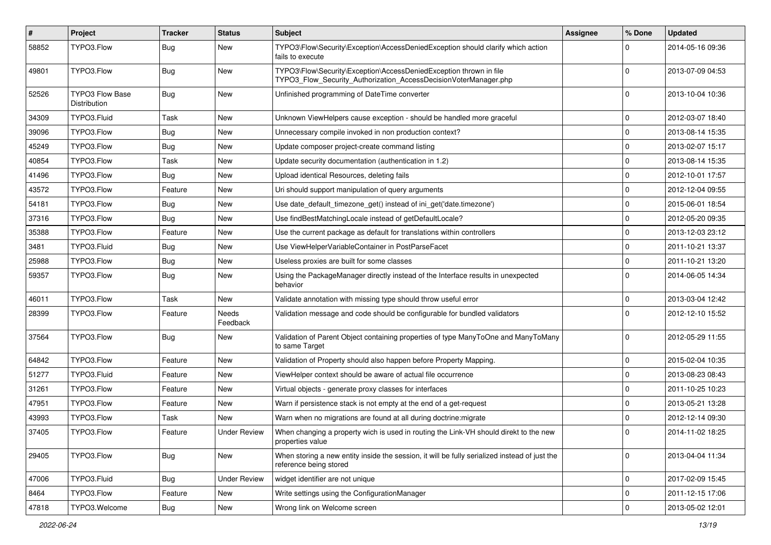| # | Project | Tracker | Status | Subject | Assignee | % Done | Updated |
| --- | --- | --- | --- | --- | --- | --- | --- |
| 58852 | TYPO3.Flow | Bug | New | TYPO3\Flow\Security\Exception\AccessDeniedException should clarify which action fails to execute | | 0 | 2014-05-16 09:36 |
| 49801 | TYPO3.Flow | Bug | New | TYPO3\Flow\Security\Exception\AccessDeniedException thrown in file TYPO3_Flow_Security_Authorization_AccessDecisionVoterManager.php | | 0 | 2013-07-09 04:53 |
| 52526 | TYPO3 Flow Base Distribution | Bug | New | Unfinished programming of DateTime converter | | 0 | 2013-10-04 10:36 |
| 34309 | TYPO3.Fluid | Task | New | Unknown ViewHelpers cause exception - should be handled more graceful | | 0 | 2012-03-07 18:40 |
| 39096 | TYPO3.Flow | Bug | New | Unnecessary compile invoked in non production context? | | 0 | 2013-08-14 15:35 |
| 45249 | TYPO3.Flow | Bug | New | Update composer project-create command listing | | 0 | 2013-02-07 15:17 |
| 40854 | TYPO3.Flow | Task | New | Update security documentation (authentication in 1.2) | | 0 | 2013-08-14 15:35 |
| 41496 | TYPO3.Flow | Bug | New | Upload identical Resources, deleting fails | | 0 | 2012-10-01 17:57 |
| 43572 | TYPO3.Flow | Feature | New | Uri should support manipulation of query arguments | | 0 | 2012-12-04 09:55 |
| 54181 | TYPO3.Flow | Bug | New | Use date_default_timezone_get() instead of ini_get('date.timezone') | | 0 | 2015-06-01 18:54 |
| 37316 | TYPO3.Flow | Bug | New | Use findBestMatchingLocale instead of getDefaultLocale? | | 0 | 2012-05-20 09:35 |
| 35388 | TYPO3.Flow | Feature | New | Use the current package as default for translations within controllers | | 0 | 2013-12-03 23:12 |
| 3481 | TYPO3.Fluid | Bug | New | Use ViewHelperVariableContainer in PostParseFacet | | 0 | 2011-10-21 13:37 |
| 25988 | TYPO3.Flow | Bug | New | Useless proxies are built for some classes | | 0 | 2011-10-21 13:20 |
| 59357 | TYPO3.Flow | Bug | New | Using the PackageManager directly instead of the Interface results in unexpected behavior | | 0 | 2014-06-05 14:34 |
| 46011 | TYPO3.Flow | Task | New | Validate annotation with missing type should throw useful error | | 0 | 2013-03-04 12:42 |
| 28399 | TYPO3.Flow | Feature | Needs Feedback | Validation message and code should be configurable for bundled validators | | 0 | 2012-12-10 15:52 |
| 37564 | TYPO3.Flow | Bug | New | Validation of Parent Object containing properties of type ManyToOne and ManyToMany to same Target | | 0 | 2012-05-29 11:55 |
| 64842 | TYPO3.Flow | Feature | New | Validation of Property should also happen before Property Mapping. | | 0 | 2015-02-04 10:35 |
| 51277 | TYPO3.Fluid | Feature | New | ViewHelper context should be aware of actual file occurrence | | 0 | 2013-08-23 08:43 |
| 31261 | TYPO3.Flow | Feature | New | Virtual objects - generate proxy classes for interfaces | | 0 | 2011-10-25 10:23 |
| 47951 | TYPO3.Flow | Feature | New | Warn if persistence stack is not empty at the end of a get-request | | 0 | 2013-05-21 13:28 |
| 43993 | TYPO3.Flow | Task | New | Warn when no migrations are found at all during doctrine:migrate | | 0 | 2012-12-14 09:30 |
| 37405 | TYPO3.Flow | Feature | Under Review | When changing a property wich is used in routing the Link-VH should direkt to the new properties value | | 0 | 2014-11-02 18:25 |
| 29405 | TYPO3.Flow | Bug | New | When storing a new entity inside the session, it will be fully serialized instead of just the reference being stored | | 0 | 2013-04-04 11:34 |
| 47006 | TYPO3.Fluid | Bug | Under Review | widget identifier are not unique | | 0 | 2017-02-09 15:45 |
| 8464 | TYPO3.Flow | Feature | New | Write settings using the ConfigurationManager | | 0 | 2011-12-15 17:06 |
| 47818 | TYPO3.Welcome | Bug | New | Wrong link on Welcome screen | | 0 | 2013-05-02 12:01 |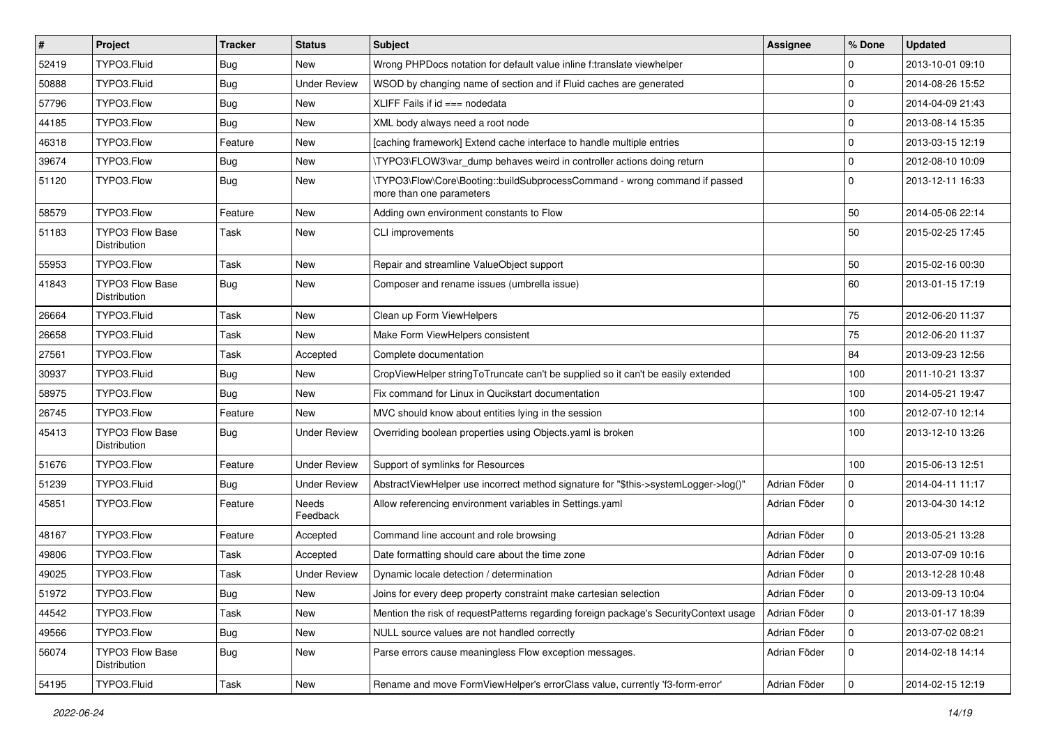| # | Project | Tracker | Status | Subject | Assignee | % Done | Updated |
|---|---|---|---|---|---|---|---|
| 52419 | TYPO3.Fluid | Bug | New | Wrong PHPDocs notation for default value inline f:translate viewhelper | | 0 | 2013-10-01 09:10 |
| 50888 | TYPO3.Fluid | Bug | Under Review | WSOD by changing name of section and if Fluid caches are generated | | 0 | 2014-08-26 15:52 |
| 57796 | TYPO3.Flow | Bug | New | XLIFF Fails if id === nodedata | | 0 | 2014-04-09 21:43 |
| 44185 | TYPO3.Flow | Bug | New | XML body always need a root node | | 0 | 2013-08-14 15:35 |
| 46318 | TYPO3.Flow | Feature | New | [caching framework] Extend cache interface to handle multiple entries | | 0 | 2013-03-15 12:19 |
| 39674 | TYPO3.Flow | Bug | New | \TYPO3\FLOW3\var_dump behaves weird in controller actions doing return | | 0 | 2012-08-10 10:09 |
| 51120 | TYPO3.Flow | Bug | New | \TYPO3\Flow\Core\Booting::buildSubprocessCommand - wrong command if passed more than one parameters | | 0 | 2013-12-11 16:33 |
| 58579 | TYPO3.Flow | Feature | New | Adding own environment constants to Flow | | 50 | 2014-05-06 22:14 |
| 51183 | TYPO3 Flow Base Distribution | Task | New | CLI improvements | | 50 | 2015-02-25 17:45 |
| 55953 | TYPO3.Flow | Task | New | Repair and streamline ValueObject support | | 50 | 2015-02-16 00:30 |
| 41843 | TYPO3 Flow Base Distribution | Bug | New | Composer and rename issues (umbrella issue) | | 60 | 2013-01-15 17:19 |
| 26664 | TYPO3.Fluid | Task | New | Clean up Form ViewHelpers | | 75 | 2012-06-20 11:37 |
| 26658 | TYPO3.Fluid | Task | New | Make Form ViewHelpers consistent | | 75 | 2012-06-20 11:37 |
| 27561 | TYPO3.Flow | Task | Accepted | Complete documentation | | 84 | 2013-09-23 12:56 |
| 30937 | TYPO3.Fluid | Bug | New | CropViewHelper stringToTruncate can't be supplied so it can't be easily extended | | 100 | 2011-10-21 13:37 |
| 58975 | TYPO3.Flow | Bug | New | Fix command for Linux in Qucikstart documentation | | 100 | 2014-05-21 19:47 |
| 26745 | TYPO3.Flow | Feature | New | MVC should know about entities lying in the session | | 100 | 2012-07-10 12:14 |
| 45413 | TYPO3 Flow Base Distribution | Bug | Under Review | Overriding boolean properties using Objects.yaml is broken | | 100 | 2013-12-10 13:26 |
| 51676 | TYPO3.Flow | Feature | Under Review | Support of symlinks for Resources | | 100 | 2015-06-13 12:51 |
| 51239 | TYPO3.Fluid | Bug | Under Review | AbstractViewHelper use incorrect method signature for "$this->systemLogger->log()" | Adrian Föder | 0 | 2014-04-11 11:17 |
| 45851 | TYPO3.Flow | Feature | Needs Feedback | Allow referencing environment variables in Settings.yaml | Adrian Föder | 0 | 2013-04-30 14:12 |
| 48167 | TYPO3.Flow | Feature | Accepted | Command line account and role browsing | Adrian Föder | 0 | 2013-05-21 13:28 |
| 49806 | TYPO3.Flow | Task | Accepted | Date formatting should care about the time zone | Adrian Föder | 0 | 2013-07-09 10:16 |
| 49025 | TYPO3.Flow | Task | Under Review | Dynamic locale detection / determination | Adrian Föder | 0 | 2013-12-28 10:48 |
| 51972 | TYPO3.Flow | Bug | New | Joins for every deep property constraint make cartesian selection | Adrian Föder | 0 | 2013-09-13 10:04 |
| 44542 | TYPO3.Flow | Task | New | Mention the risk of requestPatterns regarding foreign package's SecurityContext usage | Adrian Föder | 0 | 2013-01-17 18:39 |
| 49566 | TYPO3.Flow | Bug | New | NULL source values are not handled correctly | Adrian Föder | 0 | 2013-07-02 08:21 |
| 56074 | TYPO3 Flow Base Distribution | Bug | New | Parse errors cause meaningless Flow exception messages. | Adrian Föder | 0 | 2014-02-18 14:14 |
| 54195 | TYPO3.Fluid | Task | New | Rename and move FormViewHelper's errorClass value, currently 'f3-form-error' | Adrian Föder | 0 | 2014-02-15 12:19 |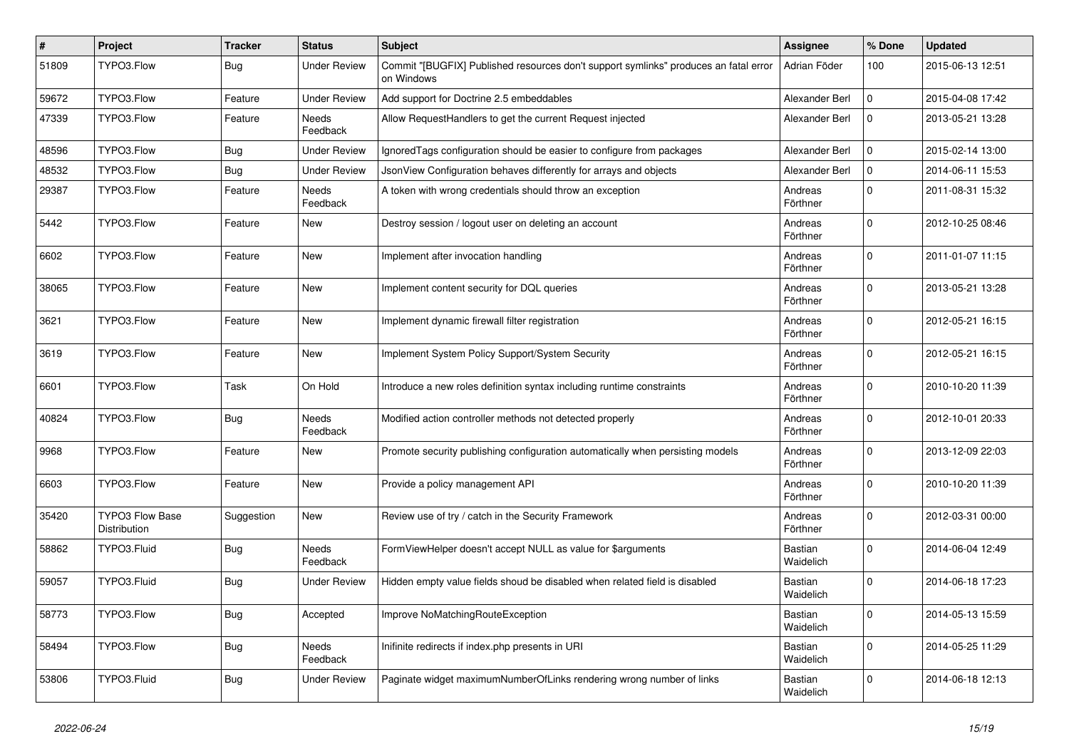| # | Project | Tracker | Status | Subject | Assignee | % Done | Updated |
|---|---|---|---|---|---|---|---|
| 51809 | TYPO3.Flow | Bug | Under Review | Commit "[BUGFIX] Published resources don't support symlinks" produces an fatal error on Windows | Adrian Föder | 100 | 2015-06-13 12:51 |
| 59672 | TYPO3.Flow | Feature | Under Review | Add support for Doctrine 2.5 embeddables | Alexander Berl | 0 | 2015-04-08 17:42 |
| 47339 | TYPO3.Flow | Feature | Needs Feedback | Allow RequestHandlers to get the current Request injected | Alexander Berl | 0 | 2013-05-21 13:28 |
| 48596 | TYPO3.Flow | Bug | Under Review | IgnoredTags configuration should be easier to configure from packages | Alexander Berl | 0 | 2015-02-14 13:00 |
| 48532 | TYPO3.Flow | Bug | Under Review | JsonView Configuration behaves differently for arrays and objects | Alexander Berl | 0 | 2014-06-11 15:53 |
| 29387 | TYPO3.Flow | Feature | Needs Feedback | A token with wrong credentials should throw an exception | Andreas Förthner | 0 | 2011-08-31 15:32 |
| 5442 | TYPO3.Flow | Feature | New | Destroy session / logout user on deleting an account | Andreas Förthner | 0 | 2012-10-25 08:46 |
| 6602 | TYPO3.Flow | Feature | New | Implement after invocation handling | Andreas Förthner | 0 | 2011-01-07 11:15 |
| 38065 | TYPO3.Flow | Feature | New | Implement content security for DQL queries | Andreas Förthner | 0 | 2013-05-21 13:28 |
| 3621 | TYPO3.Flow | Feature | New | Implement dynamic firewall filter registration | Andreas Förthner | 0 | 2012-05-21 16:15 |
| 3619 | TYPO3.Flow | Feature | New | Implement System Policy Support/System Security | Andreas Förthner | 0 | 2012-05-21 16:15 |
| 6601 | TYPO3.Flow | Task | On Hold | Introduce a new roles definition syntax including runtime constraints | Andreas Förthner | 0 | 2010-10-20 11:39 |
| 40824 | TYPO3.Flow | Bug | Needs Feedback | Modified action controller methods not detected properly | Andreas Förthner | 0 | 2012-10-01 20:33 |
| 9968 | TYPO3.Flow | Feature | New | Promote security publishing configuration automatically when persisting models | Andreas Förthner | 0 | 2013-12-09 22:03 |
| 6603 | TYPO3.Flow | Feature | New | Provide a policy management API | Andreas Förthner | 0 | 2010-10-20 11:39 |
| 35420 | TYPO3 Flow Base Distribution | Suggestion | New | Review use of try / catch in the Security Framework | Andreas Förthner | 0 | 2012-03-31 00:00 |
| 58862 | TYPO3.Fluid | Bug | Needs Feedback | FormViewHelper doesn't accept NULL as value for $arguments | Bastian Waidelich | 0 | 2014-06-04 12:49 |
| 59057 | TYPO3.Fluid | Bug | Under Review | Hidden empty value fields shoud be disabled when related field is disabled | Bastian Waidelich | 0 | 2014-06-18 17:23 |
| 58773 | TYPO3.Flow | Bug | Accepted | Improve NoMatchingRouteException | Bastian Waidelich | 0 | 2014-05-13 15:59 |
| 58494 | TYPO3.Flow | Bug | Needs Feedback | Inifinite redirects if index.php presents in URI | Bastian Waidelich | 0 | 2014-05-25 11:29 |
| 53806 | TYPO3.Fluid | Bug | Under Review | Paginate widget maximumNumberOfLinks rendering wrong number of links | Bastian Waidelich | 0 | 2014-06-18 12:13 |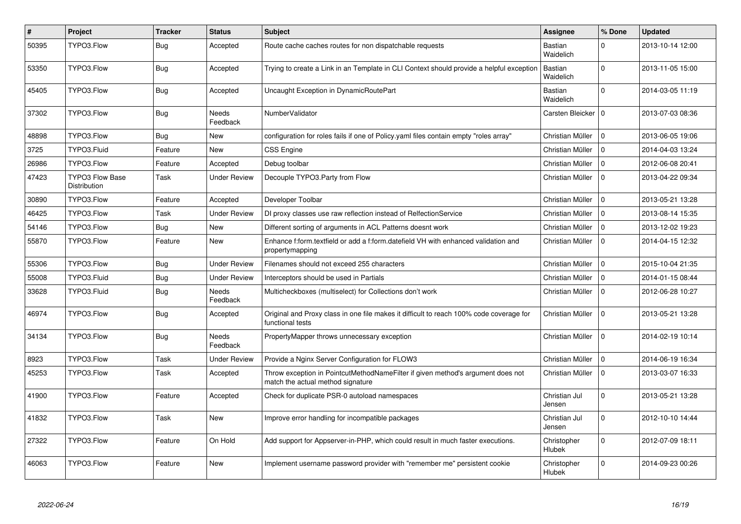| # | Project | Tracker | Status | Subject | Assignee | % Done | Updated |
|---|---|---|---|---|---|---|---|
| 50395 | TYPO3.Flow | Bug | Accepted | Route cache caches routes for non dispatchable requests | Bastian Waidelich | 0 | 2013-10-14 12:00 |
| 53350 | TYPO3.Flow | Bug | Accepted | Trying to create a Link in an Template in CLI Context should provide a helpful exception | Bastian Waidelich | 0 | 2013-11-05 15:00 |
| 45405 | TYPO3.Flow | Bug | Accepted | Uncaught Exception in DynamicRoutePart | Bastian Waidelich | 0 | 2014-03-05 11:19 |
| 37302 | TYPO3.Flow | Bug | Needs Feedback | NumberValidator | Carsten Bleicker | 0 | 2013-07-03 08:36 |
| 48898 | TYPO3.Flow | Bug | New | configuration for roles fails if one of Policy.yaml files contain empty "roles array" | Christian Müller | 0 | 2013-06-05 19:06 |
| 3725 | TYPO3.Fluid | Feature | New | CSS Engine | Christian Müller | 0 | 2014-04-03 13:24 |
| 26986 | TYPO3.Flow | Feature | Accepted | Debug toolbar | Christian Müller | 0 | 2012-06-08 20:41 |
| 47423 | TYPO3 Flow Base Distribution | Task | Under Review | Decouple TYPO3.Party from Flow | Christian Müller | 0 | 2013-04-22 09:34 |
| 30890 | TYPO3.Flow | Feature | Accepted | Developer Toolbar | Christian Müller | 0 | 2013-05-21 13:28 |
| 46425 | TYPO3.Flow | Task | Under Review | DI proxy classes use raw reflection instead of RelfectionService | Christian Müller | 0 | 2013-08-14 15:35 |
| 54146 | TYPO3.Flow | Bug | New | Different sorting of arguments in ACL Patterns doesnt work | Christian Müller | 0 | 2013-12-02 19:23 |
| 55870 | TYPO3.Flow | Feature | New | Enhance f:form.textfield or add a f:form.datefield VH with enhanced validation and propertymapping | Christian Müller | 0 | 2014-04-15 12:32 |
| 55306 | TYPO3.Flow | Bug | Under Review | Filenames should not exceed 255 characters | Christian Müller | 0 | 2015-10-04 21:35 |
| 55008 | TYPO3.Fluid | Bug | Under Review | Interceptors should be used in Partials | Christian Müller | 0 | 2014-01-15 08:44 |
| 33628 | TYPO3.Fluid | Bug | Needs Feedback | Multicheckboxes (multiselect) for Collections don't work | Christian Müller | 0 | 2012-06-28 10:27 |
| 46974 | TYPO3.Flow | Bug | Accepted | Original and Proxy class in one file makes it difficult to reach 100% code coverage for functional tests | Christian Müller | 0 | 2013-05-21 13:28 |
| 34134 | TYPO3.Flow | Bug | Needs Feedback | PropertyMapper throws unnecessary exception | Christian Müller | 0 | 2014-02-19 10:14 |
| 8923 | TYPO3.Flow | Task | Under Review | Provide a Nginx Server Configuration for FLOW3 | Christian Müller | 0 | 2014-06-19 16:34 |
| 45253 | TYPO3.Flow | Task | Accepted | Throw exception in PointcutMethodNameFilter if given method's argument does not match the actual method signature | Christian Müller | 0 | 2013-03-07 16:33 |
| 41900 | TYPO3.Flow | Feature | Accepted | Check for duplicate PSR-0 autoload namespaces | Christian Jul Jensen | 0 | 2013-05-21 13:28 |
| 41832 | TYPO3.Flow | Task | New | Improve error handling for incompatible packages | Christian Jul Jensen | 0 | 2012-10-10 14:44 |
| 27322 | TYPO3.Flow | Feature | On Hold | Add support for Appserver-in-PHP, which could result in much faster executions. | Christopher Hlubek | 0 | 2012-07-09 18:11 |
| 46063 | TYPO3.Flow | Feature | New | Implement username password provider with "remember me" persistent cookie | Christopher Hlubek | 0 | 2014-09-23 00:26 |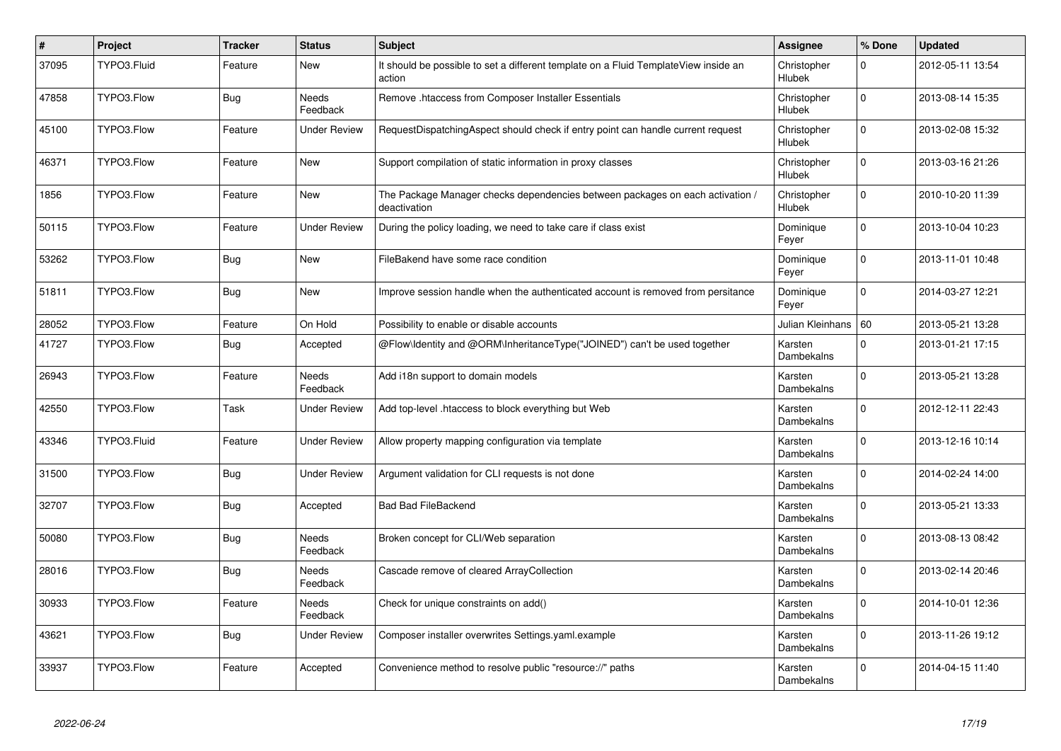| # | Project | Tracker | Status | Subject | Assignee | % Done | Updated |
|---|---|---|---|---|---|---|---|
| 37095 | TYPO3.Fluid | Feature | New | It should be possible to set a different template on a Fluid TemplateView inside an action | Christopher Hlubek | 0 | 2012-05-11 13:54 |
| 47858 | TYPO3.Flow | Bug | Needs Feedback | Remove .htaccess from Composer Installer Essentials | Christopher Hlubek | 0 | 2013-08-14 15:35 |
| 45100 | TYPO3.Flow | Feature | Under Review | RequestDispatchingAspect should check if entry point can handle current request | Christopher Hlubek | 0 | 2013-02-08 15:32 |
| 46371 | TYPO3.Flow | Feature | New | Support compilation of static information in proxy classes | Christopher Hlubek | 0 | 2013-03-16 21:26 |
| 1856 | TYPO3.Flow | Feature | New | The Package Manager checks dependencies between packages on each activation / deactivation | Christopher Hlubek | 0 | 2010-10-20 11:39 |
| 50115 | TYPO3.Flow | Feature | Under Review | During the policy loading, we need to take care if class exist | Dominique Feyer | 0 | 2013-10-04 10:23 |
| 53262 | TYPO3.Flow | Bug | New | FileBakend have some race condition | Dominique Feyer | 0 | 2013-11-01 10:48 |
| 51811 | TYPO3.Flow | Bug | New | Improve session handle when the authenticated account is removed from persitance | Dominique Feyer | 0 | 2014-03-27 12:21 |
| 28052 | TYPO3.Flow | Feature | On Hold | Possibility to enable or disable accounts | Julian Kleinhans | 60 | 2013-05-21 13:28 |
| 41727 | TYPO3.Flow | Bug | Accepted | @Flow\Identity and @ORM\InheritanceType("JOINED") can't be used together | Karsten Dambekalns | 0 | 2013-01-21 17:15 |
| 26943 | TYPO3.Flow | Feature | Needs Feedback | Add i18n support to domain models | Karsten Dambekalns | 0 | 2013-05-21 13:28 |
| 42550 | TYPO3.Flow | Task | Under Review | Add top-level .htaccess to block everything but Web | Karsten Dambekalns | 0 | 2012-12-11 22:43 |
| 43346 | TYPO3.Fluid | Feature | Under Review | Allow property mapping configuration via template | Karsten Dambekalns | 0 | 2013-12-16 10:14 |
| 31500 | TYPO3.Flow | Bug | Under Review | Argument validation for CLI requests is not done | Karsten Dambekalns | 0 | 2014-02-24 14:00 |
| 32707 | TYPO3.Flow | Bug | Accepted | Bad Bad FileBackend | Karsten Dambekalns | 0 | 2013-05-21 13:33 |
| 50080 | TYPO3.Flow | Bug | Needs Feedback | Broken concept for CLI/Web separation | Karsten Dambekalns | 0 | 2013-08-13 08:42 |
| 28016 | TYPO3.Flow | Bug | Needs Feedback | Cascade remove of cleared ArrayCollection | Karsten Dambekalns | 0 | 2013-02-14 20:46 |
| 30933 | TYPO3.Flow | Feature | Needs Feedback | Check for unique constraints on add() | Karsten Dambekalns | 0 | 2014-10-01 12:36 |
| 43621 | TYPO3.Flow | Bug | Under Review | Composer installer overwrites Settings.yaml.example | Karsten Dambekalns | 0 | 2013-11-26 19:12 |
| 33937 | TYPO3.Flow | Feature | Accepted | Convenience method to resolve public "resource://" paths | Karsten Dambekalns | 0 | 2014-04-15 11:40 |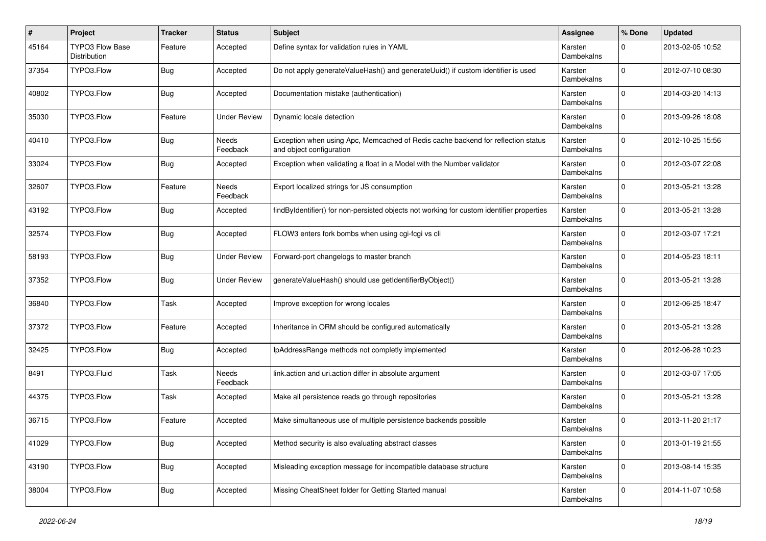| # | Project | Tracker | Status | Subject | Assignee | % Done | Updated |
|---|---|---|---|---|---|---|---|
| 45164 | TYPO3 Flow Base Distribution | Feature | Accepted | Define syntax for validation rules in YAML | Karsten Dambekalns | 0 | 2013-02-05 10:52 |
| 37354 | TYPO3.Flow | Bug | Accepted | Do not apply generateValueHash() and generateUuid() if custom identifier is used | Karsten Dambekalns | 0 | 2012-07-10 08:30 |
| 40802 | TYPO3.Flow | Bug | Accepted | Documentation mistake (authentication) | Karsten Dambekalns | 0 | 2014-03-20 14:13 |
| 35030 | TYPO3.Flow | Feature | Under Review | Dynamic locale detection | Karsten Dambekalns | 0 | 2013-09-26 18:08 |
| 40410 | TYPO3.Flow | Bug | Needs Feedback | Exception when using Apc, Memcached of Redis cache backend for reflection status and object configuration | Karsten Dambekalns | 0 | 2012-10-25 15:56 |
| 33024 | TYPO3.Flow | Bug | Accepted | Exception when validating a float in a Model with the Number validator | Karsten Dambekalns | 0 | 2012-03-07 22:08 |
| 32607 | TYPO3.Flow | Feature | Needs Feedback | Export localized strings for JS consumption | Karsten Dambekalns | 0 | 2013-05-21 13:28 |
| 43192 | TYPO3.Flow | Bug | Accepted | findByIdentifier() for non-persisted objects not working for custom identifier properties | Karsten Dambekalns | 0 | 2013-05-21 13:28 |
| 32574 | TYPO3.Flow | Bug | Accepted | FLOW3 enters fork bombs when using cgi-fcgi vs cli | Karsten Dambekalns | 0 | 2012-03-07 17:21 |
| 58193 | TYPO3.Flow | Bug | Under Review | Forward-port changelogs to master branch | Karsten Dambekalns | 0 | 2014-05-23 18:11 |
| 37352 | TYPO3.Flow | Bug | Under Review | generateValueHash() should use getIdentifierByObject() | Karsten Dambekalns | 0 | 2013-05-21 13:28 |
| 36840 | TYPO3.Flow | Task | Accepted | Improve exception for wrong locales | Karsten Dambekalns | 0 | 2012-06-25 18:47 |
| 37372 | TYPO3.Flow | Feature | Accepted | Inheritance in ORM should be configured automatically | Karsten Dambekalns | 0 | 2013-05-21 13:28 |
| 32425 | TYPO3.Flow | Bug | Accepted | IpAddressRange methods not completly implemented | Karsten Dambekalns | 0 | 2012-06-28 10:23 |
| 8491 | TYPO3.Fluid | Task | Needs Feedback | link.action and uri.action differ in absolute argument | Karsten Dambekalns | 0 | 2012-03-07 17:05 |
| 44375 | TYPO3.Flow | Task | Accepted | Make all persistence reads go through repositories | Karsten Dambekalns | 0 | 2013-05-21 13:28 |
| 36715 | TYPO3.Flow | Feature | Accepted | Make simultaneous use of multiple persistence backends possible | Karsten Dambekalns | 0 | 2013-11-20 21:17 |
| 41029 | TYPO3.Flow | Bug | Accepted | Method security is also evaluating abstract classes | Karsten Dambekalns | 0 | 2013-01-19 21:55 |
| 43190 | TYPO3.Flow | Bug | Accepted | Misleading exception message for incompatible database structure | Karsten Dambekalns | 0 | 2013-08-14 15:35 |
| 38004 | TYPO3.Flow | Bug | Accepted | Missing CheatSheet folder for Getting Started manual | Karsten Dambekalns | 0 | 2014-11-07 10:58 |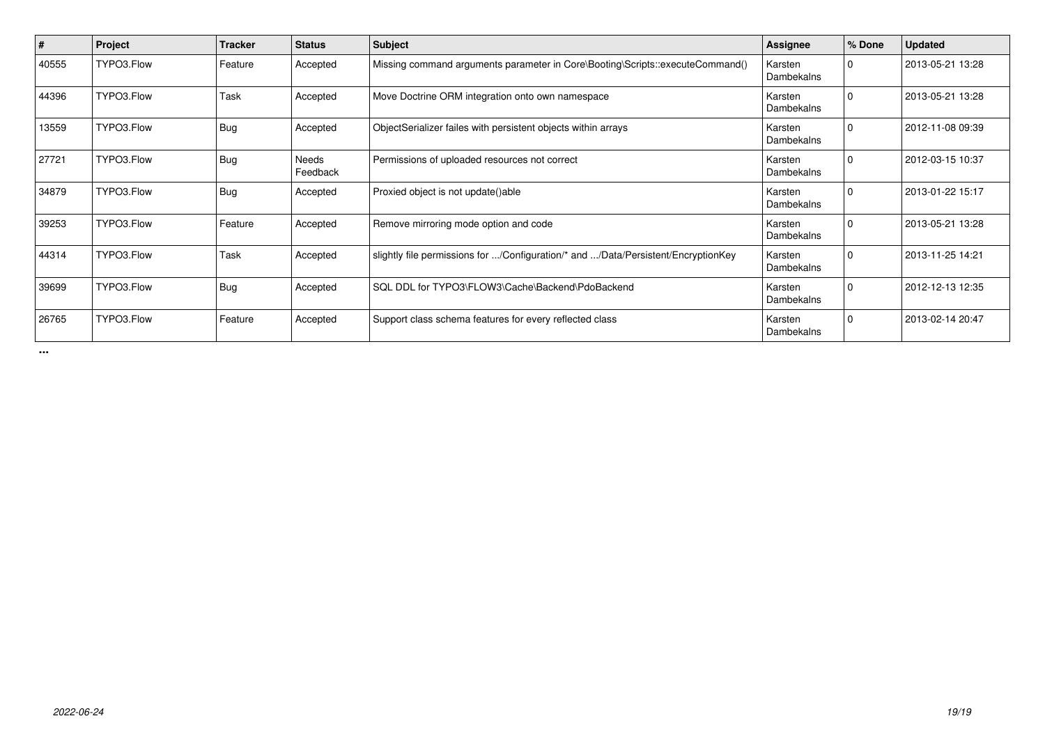| # | Project | Tracker | Status | Subject | Assignee | % Done | Updated |
|---|---|---|---|---|---|---|---|
| 40555 | TYPO3.Flow | Feature | Accepted | Missing command arguments parameter in Core\Booting\Scripts::executeCommand() | Karsten Dambekalns | 0 | 2013-05-21 13:28 |
| 44396 | TYPO3.Flow | Task | Accepted | Move Doctrine ORM integration onto own namespace | Karsten Dambekalns | 0 | 2013-05-21 13:28 |
| 13559 | TYPO3.Flow | Bug | Accepted | ObjectSerializer failes with persistent objects within arrays | Karsten Dambekalns | 0 | 2012-11-08 09:39 |
| 27721 | TYPO3.Flow | Bug | Needs Feedback | Permissions of uploaded resources not correct | Karsten Dambekalns | 0 | 2012-03-15 10:37 |
| 34879 | TYPO3.Flow | Bug | Accepted | Proxied object is not update()able | Karsten Dambekalns | 0 | 2013-01-22 15:17 |
| 39253 | TYPO3.Flow | Feature | Accepted | Remove mirroring mode option and code | Karsten Dambekalns | 0 | 2013-05-21 13:28 |
| 44314 | TYPO3.Flow | Task | Accepted | slightly file permissions for .../Configuration/* and .../Data/Persistent/EncryptionKey | Karsten Dambekalns | 0 | 2013-11-25 14:21 |
| 39699 | TYPO3.Flow | Bug | Accepted | SQL DDL for TYPO3\FLOW3\Cache\Backend\PdoBackend | Karsten Dambekalns | 0 | 2012-12-13 12:35 |
| 26765 | TYPO3.Flow | Feature | Accepted | Support class schema features for every reflected class | Karsten Dambekalns | 0 | 2013-02-14 20:47 |

...

*2022-06-24*